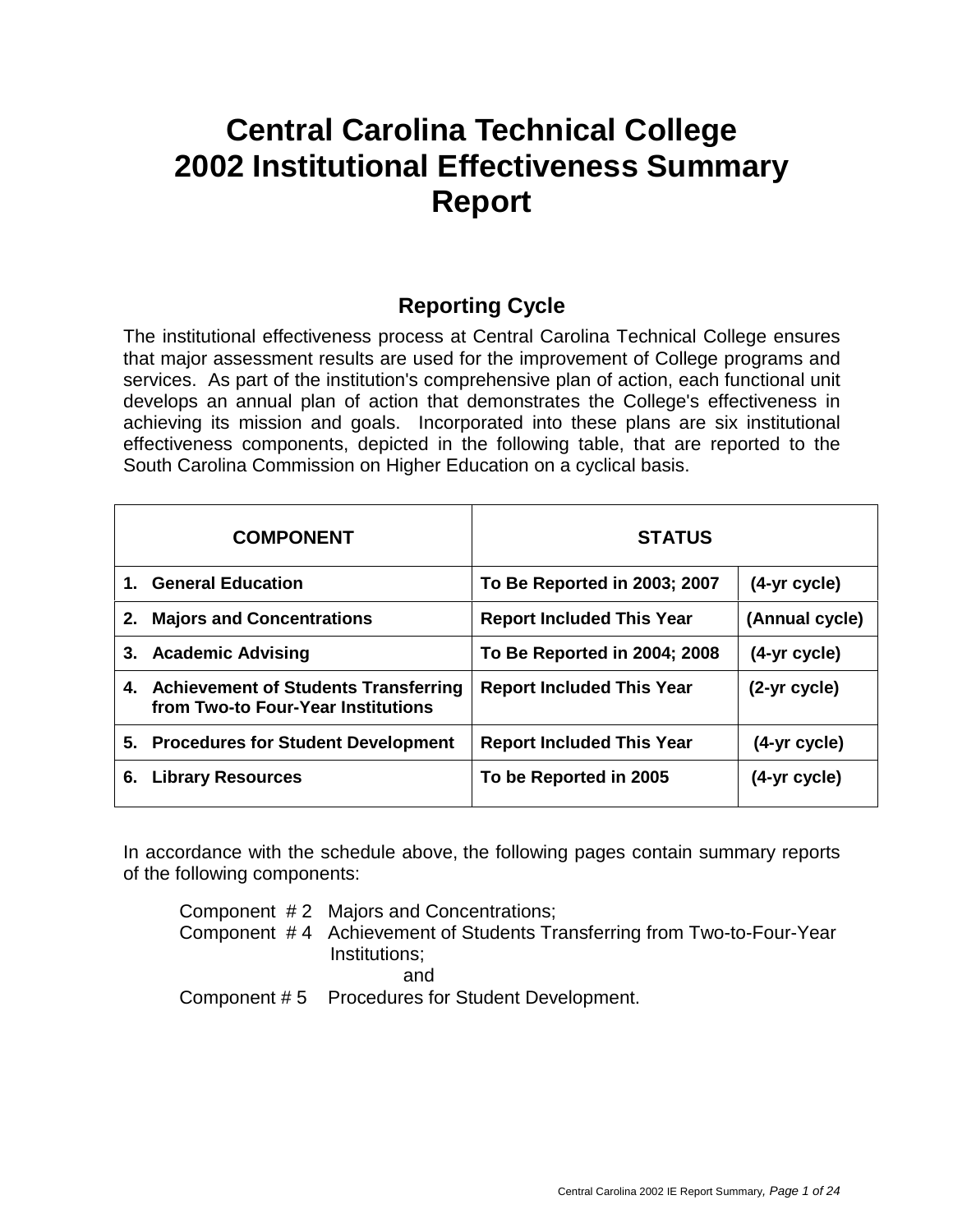# Central Carolina Technical College 2002 Institutional Effectiveness Summary Report

## Reporting Cycle

The institutional effectiveness process at Central Carolina Technical College ensures that major assessment results are used for the improvement of College programs and services. As part of the institution's comprehensive plan of action, each functional unit develops an annual plan of action that demonstrates the College's effectiveness in achieving its mission and goals. Incorporated into these plans are six institutional effectiveness components, depicted in the following table, that are reported to the South Carolina Commission on Higher Education on a cyclical basis.

| COMPONENT | STATUS | |
|---|---|---|
| **1. General Education** | **To Be Reported in 2003; 2007** | **(4-yr cycle)** |
| **2. Majors and Concentrations** | **Report Included This Year** | **(Annual cycle)** |
| **3. Academic Advising** | **To Be Reported in 2004; 2008** | **(4-yr cycle)** |
| **4. Achievement of Students Transferring from Two-to Four-Year Institutions** | **Report Included This Year** | **(2-yr cycle)** |
| **5. Procedures for Student Development** | **Report Included This Year** | **(4-yr cycle)** |
| **6. Library Resources** | **To be Reported in 2005** | **(4-yr cycle)** |

In accordance with the schedule above, the following pages contain summary reports of the following components:

Component # 2 Majors and Concentrations;
Component # 4 Achievement of Students Transferring from Two-to-Four-Year Institutions;
and
Component # 5 Procedures for Student Development.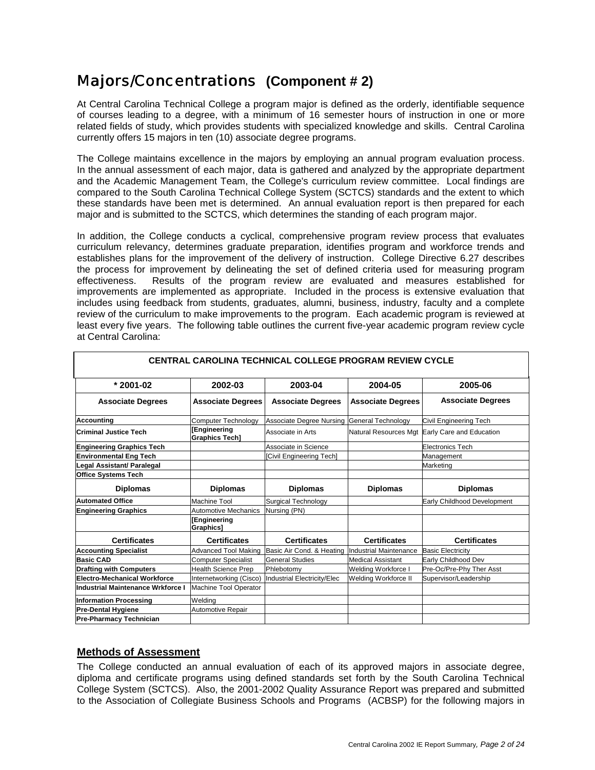# Majors/Concentrations **(Component # 2)**

At Central Carolina Technical College a program major is defined as the orderly, identifiable sequence of courses leading to a degree, with a minimum of 16 semester hours of instruction in one or more related fields of study, which provides students with specialized knowledge and skills. Central Carolina currently offers 15 majors in ten (10) associate degree programs.

The College maintains excellence in the majors by employing an annual program evaluation process. In the annual assessment of each major, data is gathered and analyzed by the appropriate department and the Academic Management Team, the College's curriculum review committee. Local findings are compared to the South Carolina Technical College System (SCTCS) standards and the extent to which these standards have been met is determined. An annual evaluation report is then prepared for each major and is submitted to the SCTCS, which determines the standing of each program major.

In addition, the College conducts a cyclical, comprehensive program review process that evaluates curriculum relevancy, determines graduate preparation, identifies program and workforce trends and establishes plans for the improvement of the delivery of instruction. College Directive 6.27 describes the process for improvement by delineating the set of defined criteria used for measuring program effectiveness. Results of the program review are evaluated and measures established for improvements are implemented as appropriate. Included in the process is extensive evaluation that includes using feedback from students, graduates, alumni, business, industry, faculty and a complete review of the curriculum to make improvements to the program. Each academic program is reviewed at least every five years. The following table outlines the current five-year academic program review cycle at Central Carolina:

**CENTRAL CAROLINA TECHNICAL COLLEGE PROGRAM REVIEW CYCLE**

| * 2001-02 | 2002-03 | 2003-04 | 2004-05 | 2005-06 |
|---|---|---|---|---|
| **Associate Degrees** | **Associate Degrees** | **Associate Degrees** | **Associate Degrees** | **Associate Degrees** |
| **Accounting** | Computer Technology | Associate Degree Nursing | General Technology | Civil Engineering Tech |
| **Criminal Justice Tech** | **[Engineering Graphics Tech]** | Associate in Arts | Natural Resources Mgt | Early Care and Education |
| **Engineering Graphics Tech** | | Associate in Science | | Electronics Tech |
| **Environmental Eng Tech** | | [Civil Engineering Tech] | | Management |
| **Legal Assistant/ Paralegal** | | | | Marketing |
| **Office Systems Tech** | | | | |
| **Diplomas** | **Diplomas** | **Diplomas** | **Diplomas** | **Diplomas** |
| **Automated Office** | Machine Tool | Surgical Technology | | Early Childhood Development |
| **Engineering Graphics** | Automotive Mechanics | Nursing (PN) | | |
| | **[Engineering Graphics]** | | | |
| **Certificates** | **Certificates** | **Certificates** | **Certificates** | **Certificates** |
| **Accounting Specialist** | Advanced Tool Making | Basic Air Cond. & Heating | Industrial Maintenance | Basic Electricity |
| **Basic CAD** | Computer Specialist | General Studies | Medical Assistant | Early Childhood Dev |
| **Drafting with Computers** | Health Science Prep | Phlebotomy | Welding Workforce I | Pre-Oc/Pre-Phy Ther Asst |
| **Electro-Mechanical Workforce** | Internetworking (Cisco) | Industrial Electricity/Elec | Welding Workforce II | Supervisor/Leadership |
| **Industrial Maintenance Wrkforce I** | Machine Tool Operator | | | |
| **Information Processing** | Welding | | | |
| **Pre-Dental Hygiene** | Automotive Repair | | | |
| **Pre-Pharmacy Technician** | | | | |

## Methods of Assessment

The College conducted an annual evaluation of each of its approved majors in associate degree, diploma and certificate programs using defined standards set forth by the South Carolina Technical College System (SCTCS). Also, the 2001-2002 Quality Assurance Report was prepared and submitted to the Association of Collegiate Business Schools and Programs (ACBSP) for the following majors in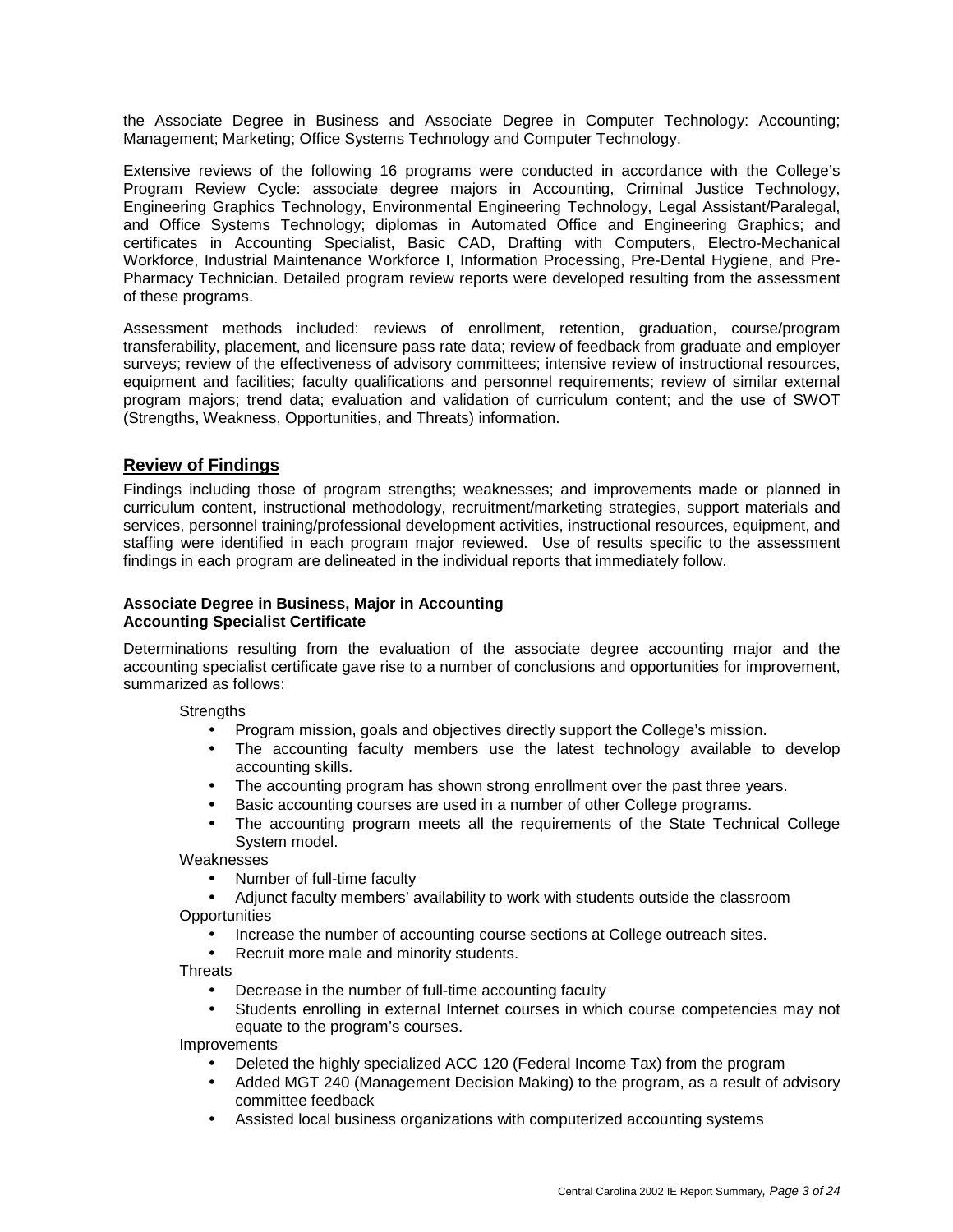the Associate Degree in Business and Associate Degree in Computer Technology: Accounting; Management; Marketing; Office Systems Technology and Computer Technology.

Extensive reviews of the following 16 programs were conducted in accordance with the College's Program Review Cycle: associate degree majors in Accounting, Criminal Justice Technology, Engineering Graphics Technology, Environmental Engineering Technology, Legal Assistant/Paralegal, and Office Systems Technology; diplomas in Automated Office and Engineering Graphics; and certificates in Accounting Specialist, Basic CAD, Drafting with Computers, Electro-Mechanical Workforce, Industrial Maintenance Workforce I, Information Processing, Pre-Dental Hygiene, and Pre-Pharmacy Technician. Detailed program review reports were developed resulting from the assessment of these programs.

Assessment methods included: reviews of enrollment, retention, graduation, course/program transferability, placement, and licensure pass rate data; review of feedback from graduate and employer surveys; review of the effectiveness of advisory committees; intensive review of instructional resources, equipment and facilities; faculty qualifications and personnel requirements; review of similar external program majors; trend data; evaluation and validation of curriculum content; and the use of SWOT (Strengths, Weakness, Opportunities, and Threats) information.

## Review of Findings

Findings including those of program strengths; weaknesses; and improvements made or planned in curriculum content, instructional methodology, recruitment/marketing strategies, support materials and services, personnel training/professional development activities, instructional resources, equipment, and staffing were identified in each program major reviewed. Use of results specific to the assessment findings in each program are delineated in the individual reports that immediately follow.

**Associate Degree in Business, Major in Accounting**
**Accounting Specialist Certificate**

Determinations resulting from the evaluation of the associate degree accounting major and the accounting specialist certificate gave rise to a number of conclusions and opportunities for improvement, summarized as follows:

Strengths

- Program mission, goals and objectives directly support the College's mission.
- The accounting faculty members use the latest technology available to develop accounting skills.
- The accounting program has shown strong enrollment over the past three years.
- Basic accounting courses are used in a number of other College programs.
- The accounting program meets all the requirements of the State Technical College System model.

Weaknesses

- Number of full-time faculty
- Adjunct faculty members' availability to work with students outside the classroom

Opportunities

- Increase the number of accounting course sections at College outreach sites.
- Recruit more male and minority students.

Threats

- Decrease in the number of full-time accounting faculty
- Students enrolling in external Internet courses in which course competencies may not equate to the program's courses.

Improvements

- Deleted the highly specialized ACC 120 (Federal Income Tax) from the program
- Added MGT 240 (Management Decision Making) to the program, as a result of advisory committee feedback
- Assisted local business organizations with computerized accounting systems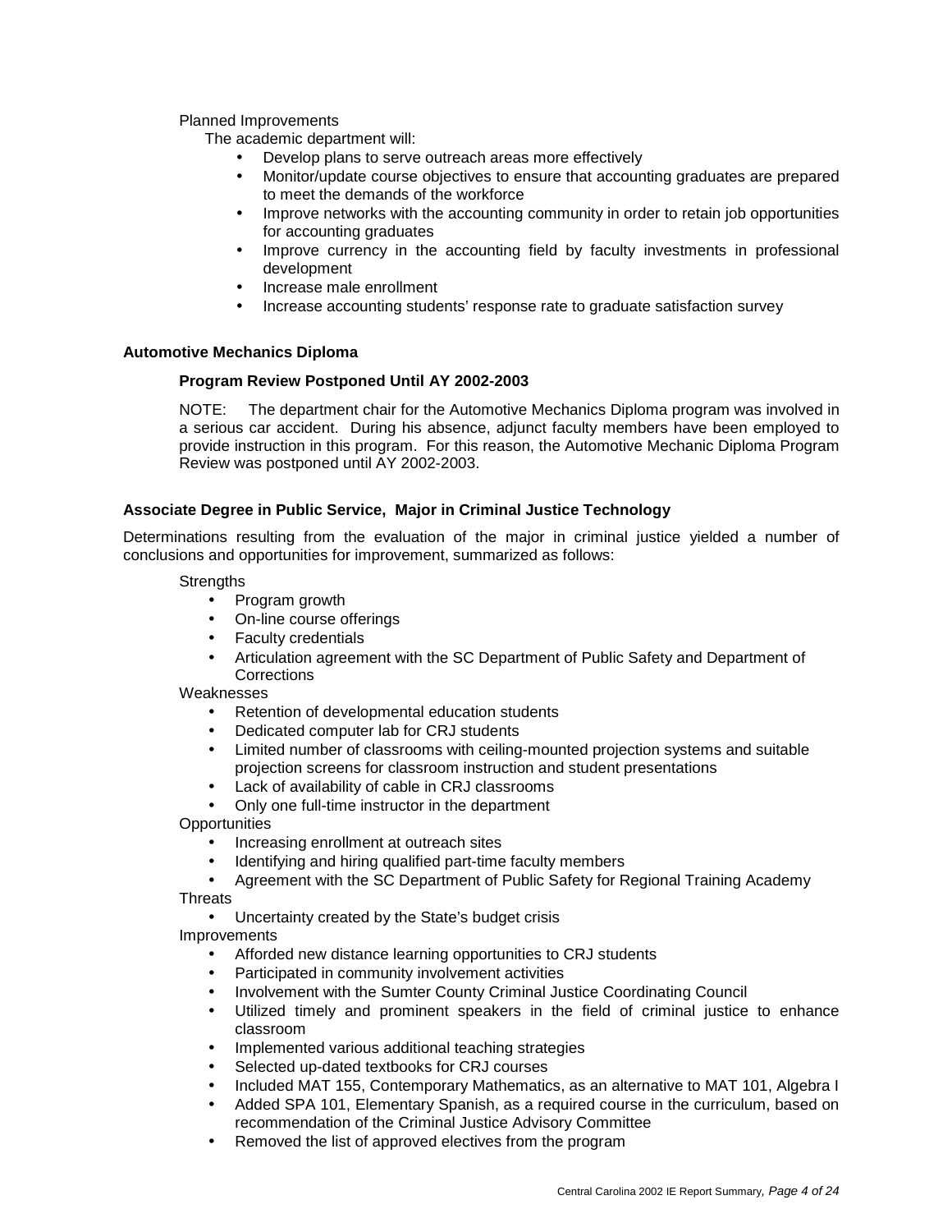Planned Improvements

The academic department will:

- Develop plans to serve outreach areas more effectively
- Monitor/update course objectives to ensure that accounting graduates are prepared to meet the demands of the workforce
- Improve networks with the accounting community in order to retain job opportunities for accounting graduates
- Improve currency in the accounting field by faculty investments in professional development
- Increase male enrollment
- Increase accounting students' response rate to graduate satisfaction survey

**Automotive Mechanics Diploma**

**Program Review Postponed Until AY 2002-2003**

NOTE: The department chair for the Automotive Mechanics Diploma program was involved in a serious car accident. During his absence, adjunct faculty members have been employed to provide instruction in this program. For this reason, the Automotive Mechanic Diploma Program Review was postponed until AY 2002-2003.

**Associate Degree in Public Service, Major in Criminal Justice Technology**

Determinations resulting from the evaluation of the major in criminal justice yielded a number of conclusions and opportunities for improvement, summarized as follows:

Strengths

- Program growth
- On-line course offerings
- Faculty credentials
- Articulation agreement with the SC Department of Public Safety and Department of Corrections

Weaknesses

- Retention of developmental education students
- Dedicated computer lab for CRJ students
- Limited number of classrooms with ceiling-mounted projection systems and suitable projection screens for classroom instruction and student presentations
- Lack of availability of cable in CRJ classrooms
- Only one full-time instructor in the department

Opportunities

- Increasing enrollment at outreach sites
- Identifying and hiring qualified part-time faculty members
- Agreement with the SC Department of Public Safety for Regional Training Academy

Threats

- Uncertainty created by the State's budget crisis

Improvements

- Afforded new distance learning opportunities to CRJ students
- Participated in community involvement activities
- Involvement with the Sumter County Criminal Justice Coordinating Council
- Utilized timely and prominent speakers in the field of criminal justice to enhance classroom
- Implemented various additional teaching strategies
- Selected up-dated textbooks for CRJ courses
- Included MAT 155, Contemporary Mathematics, as an alternative to MAT 101, Algebra I
- Added SPA 101, Elementary Spanish, as a required course in the curriculum, based on recommendation of the Criminal Justice Advisory Committee
- Removed the list of approved electives from the program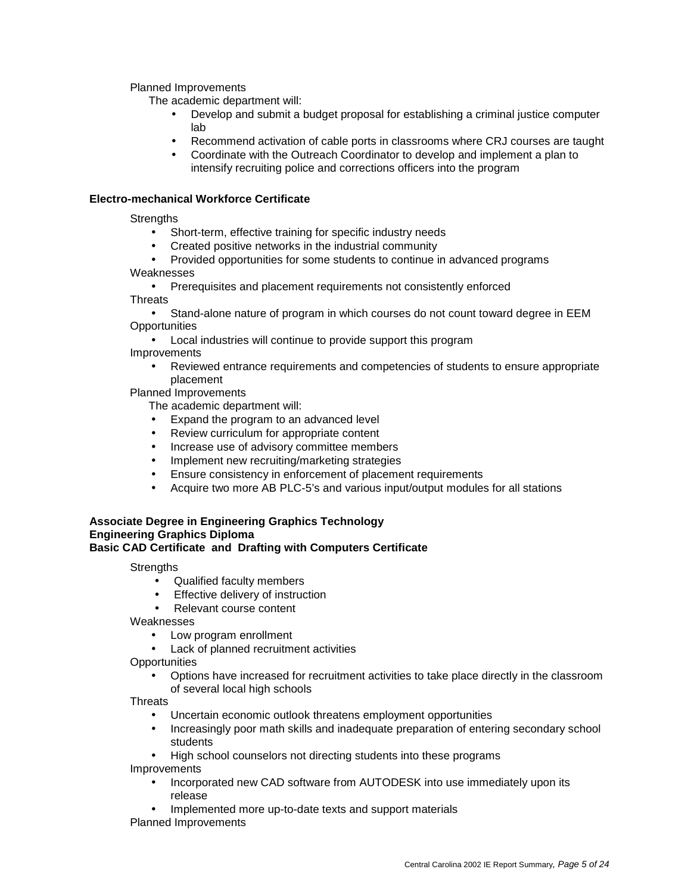Planned Improvements

The academic department will:

- Develop and submit a budget proposal for establishing a criminal justice computer lab
- Recommend activation of cable ports in classrooms where CRJ courses are taught
- Coordinate with the Outreach Coordinator to develop and implement a plan to intensify recruiting police and corrections officers into the program

**Electro-mechanical Workforce Certificate**

Strengths

- Short-term, effective training for specific industry needs
- Created positive networks in the industrial community
- Provided opportunities for some students to continue in advanced programs

Weaknesses

- Prerequisites and placement requirements not consistently enforced

Threats

- Stand-alone nature of program in which courses do not count toward degree in EEM

Opportunities

- Local industries will continue to provide support this program

Improvements

- Reviewed entrance requirements and competencies of students to ensure appropriate placement

Planned Improvements

The academic department will:

- Expand the program to an advanced level
- Review curriculum for appropriate content
- Increase use of advisory committee members
- Implement new recruiting/marketing strategies
- Ensure consistency in enforcement of placement requirements
- Acquire two more AB PLC-5's and various input/output modules for all stations

**Associate Degree in Engineering Graphics Technology**
**Engineering Graphics Diploma**
**Basic CAD Certificate and Drafting with Computers Certificate**

Strengths

- Qualified faculty members
- Effective delivery of instruction
- Relevant course content

Weaknesses

- Low program enrollment
- Lack of planned recruitment activities

Opportunities

- Options have increased for recruitment activities to take place directly in the classroom of several local high schools

Threats

- Uncertain economic outlook threatens employment opportunities
- Increasingly poor math skills and inadequate preparation of entering secondary school students
- High school counselors not directing students into these programs

Improvements

- Incorporated new CAD software from AUTODESK into use immediately upon its release
- Implemented more up-to-date texts and support materials

Planned Improvements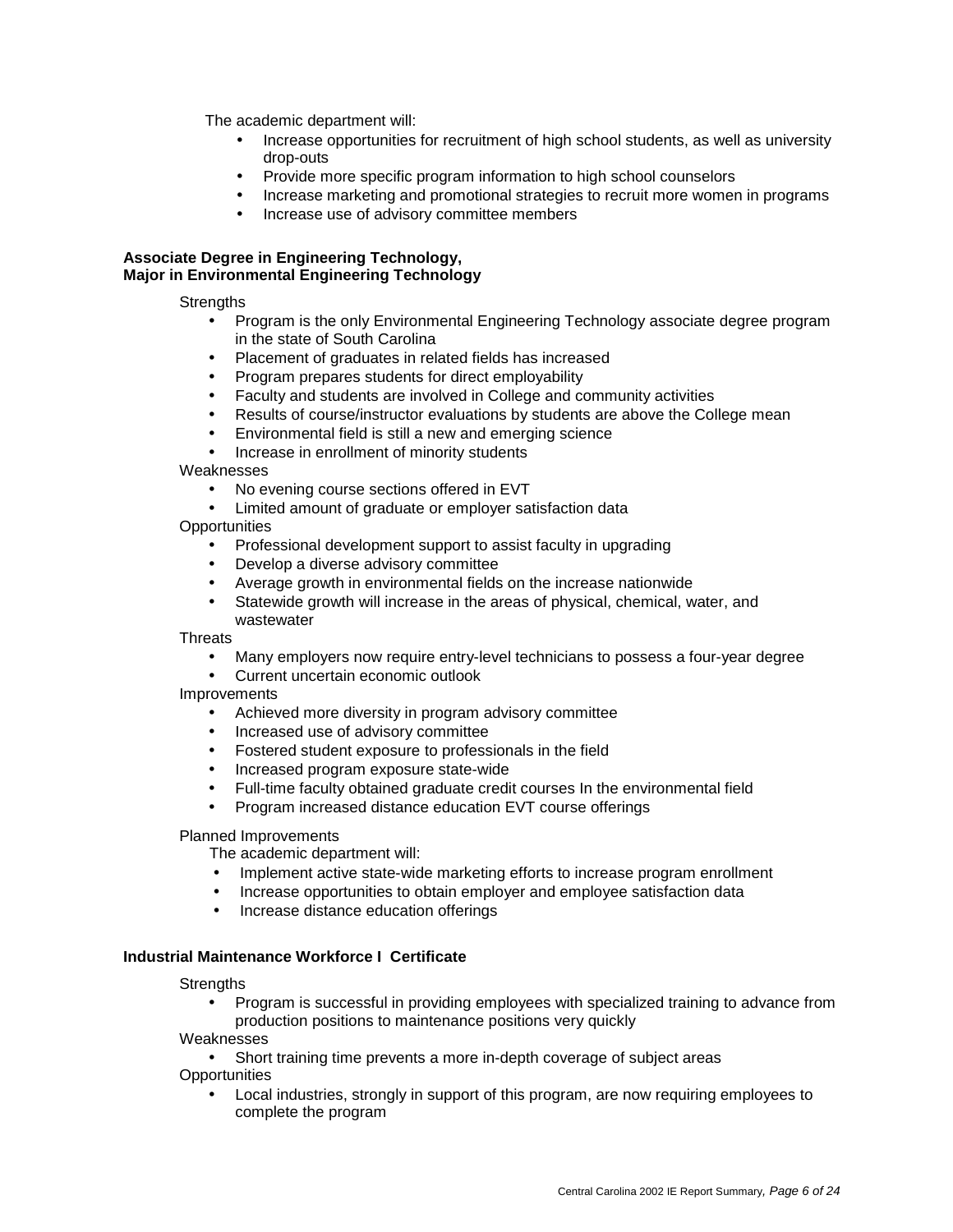The academic department will:

- Increase opportunities for recruitment of high school students, as well as university drop-outs
- Provide more specific program information to high school counselors
- Increase marketing and promotional strategies to recruit more women in programs
- Increase use of advisory committee members

**Associate Degree in Engineering Technology,**
**Major in Environmental Engineering Technology**

Strengths

- Program is the only Environmental Engineering Technology associate degree program in the state of South Carolina
- Placement of graduates in related fields has increased
- Program prepares students for direct employability
- Faculty and students are involved in College and community activities
- Results of course/instructor evaluations by students are above the College mean
- Environmental field is still a new and emerging science
- Increase in enrollment of minority students

Weaknesses

- No evening course sections offered in EVT
- Limited amount of graduate or employer satisfaction data

Opportunities

- Professional development support to assist faculty in upgrading
- Develop a diverse advisory committee
- Average growth in environmental fields on the increase nationwide
- Statewide growth will increase in the areas of physical, chemical, water, and wastewater

Threats

- Many employers now require entry-level technicians to possess a four-year degree
- Current uncertain economic outlook

Improvements

- Achieved more diversity in program advisory committee
- Increased use of advisory committee
- Fostered student exposure to professionals in the field
- Increased program exposure state-wide
- Full-time faculty obtained graduate credit courses In the environmental field
- Program increased distance education EVT course offerings

Planned Improvements

The academic department will:

- Implement active state-wide marketing efforts to increase program enrollment
- Increase opportunities to obtain employer and employee satisfaction data
- Increase distance education offerings

**Industrial Maintenance Workforce I Certificate**

Strengths

- Program is successful in providing employees with specialized training to advance from production positions to maintenance positions very quickly

Weaknesses

- Short training time prevents a more in-depth coverage of subject areas

Opportunities

- Local industries, strongly in support of this program, are now requiring employees to complete the program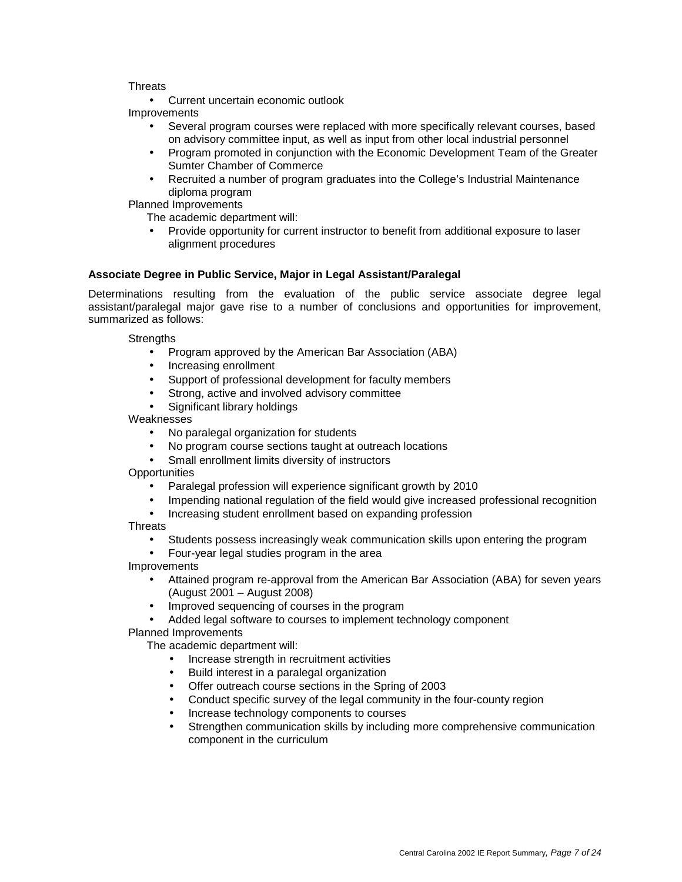Threats

- Current uncertain economic outlook

Improvements

- Several program courses were replaced with more specifically relevant courses, based on advisory committee input, as well as input from other local industrial personnel
- Program promoted in conjunction with the Economic Development Team of the Greater Sumter Chamber of Commerce
- Recruited a number of program graduates into the College's Industrial Maintenance diploma program

Planned Improvements

The academic department will:

- Provide opportunity for current instructor to benefit from additional exposure to laser alignment procedures

**Associate Degree in Public Service, Major in Legal Assistant/Paralegal**

Determinations resulting from the evaluation of the public service associate degree legal assistant/paralegal major gave rise to a number of conclusions and opportunities for improvement, summarized as follows:

Strengths

- Program approved by the American Bar Association (ABA)
- Increasing enrollment
- Support of professional development for faculty members
- Strong, active and involved advisory committee
- Significant library holdings

Weaknesses

- No paralegal organization for students
- No program course sections taught at outreach locations
- Small enrollment limits diversity of instructors

Opportunities

- Paralegal profession will experience significant growth by 2010
- Impending national regulation of the field would give increased professional recognition
- Increasing student enrollment based on expanding profession

Threats

- Students possess increasingly weak communication skills upon entering the program
- Four-year legal studies program in the area

Improvements

- Attained program re-approval from the American Bar Association (ABA) for seven years (August 2001 – August 2008)
- Improved sequencing of courses in the program
- Added legal software to courses to implement technology component

Planned Improvements

The academic department will:

- Increase strength in recruitment activities
- Build interest in a paralegal organization
- Offer outreach course sections in the Spring of 2003
- Conduct specific survey of the legal community in the four-county region
- Increase technology components to courses
- Strengthen communication skills by including more comprehensive communication component in the curriculum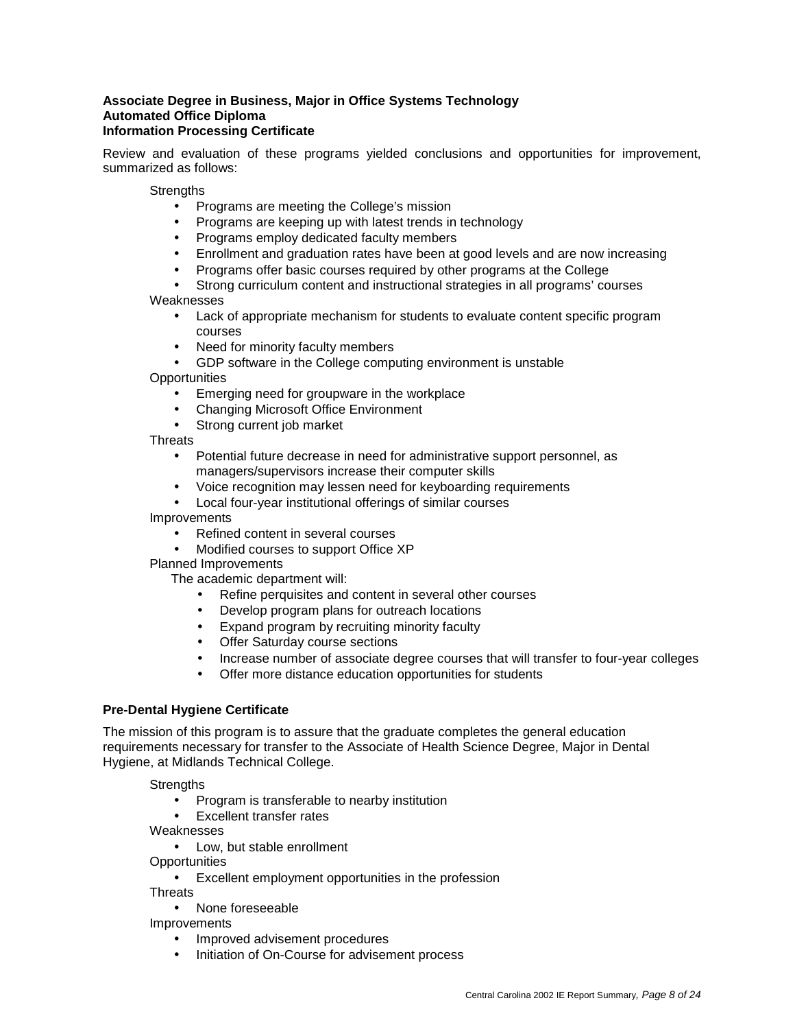**Associate Degree in Business, Major in Office Systems Technology**
**Automated Office Diploma**
**Information Processing Certificate**

Review and evaluation of these programs yielded conclusions and opportunities for improvement, summarized as follows:

Strengths

- Programs are meeting the College's mission
- Programs are keeping up with latest trends in technology
- Programs employ dedicated faculty members
- Enrollment and graduation rates have been at good levels and are now increasing
- Programs offer basic courses required by other programs at the College
- Strong curriculum content and instructional strategies in all programs' courses

Weaknesses

- Lack of appropriate mechanism for students to evaluate content specific program courses
- Need for minority faculty members
- GDP software in the College computing environment is unstable

Opportunities

- Emerging need for groupware in the workplace
- Changing Microsoft Office Environment
- Strong current job market

Threats

- Potential future decrease in need for administrative support personnel, as managers/supervisors increase their computer skills
- Voice recognition may lessen need for keyboarding requirements
- Local four-year institutional offerings of similar courses

Improvements

- Refined content in several courses
- Modified courses to support Office XP

Planned Improvements

The academic department will:

- Refine perquisites and content in several other courses
- Develop program plans for outreach locations
- Expand program by recruiting minority faculty
- Offer Saturday course sections
- Increase number of associate degree courses that will transfer to four-year colleges
- Offer more distance education opportunities for students

**Pre-Dental Hygiene Certificate**

The mission of this program is to assure that the graduate completes the general education requirements necessary for transfer to the Associate of Health Science Degree, Major in Dental Hygiene, at Midlands Technical College.

Strengths

- Program is transferable to nearby institution
- Excellent transfer rates

Weaknesses

- Low, but stable enrollment

Opportunities

- Excellent employment opportunities in the profession

Threats

- None foreseeable

Improvements

- Improved advisement procedures
- Initiation of On-Course for advisement process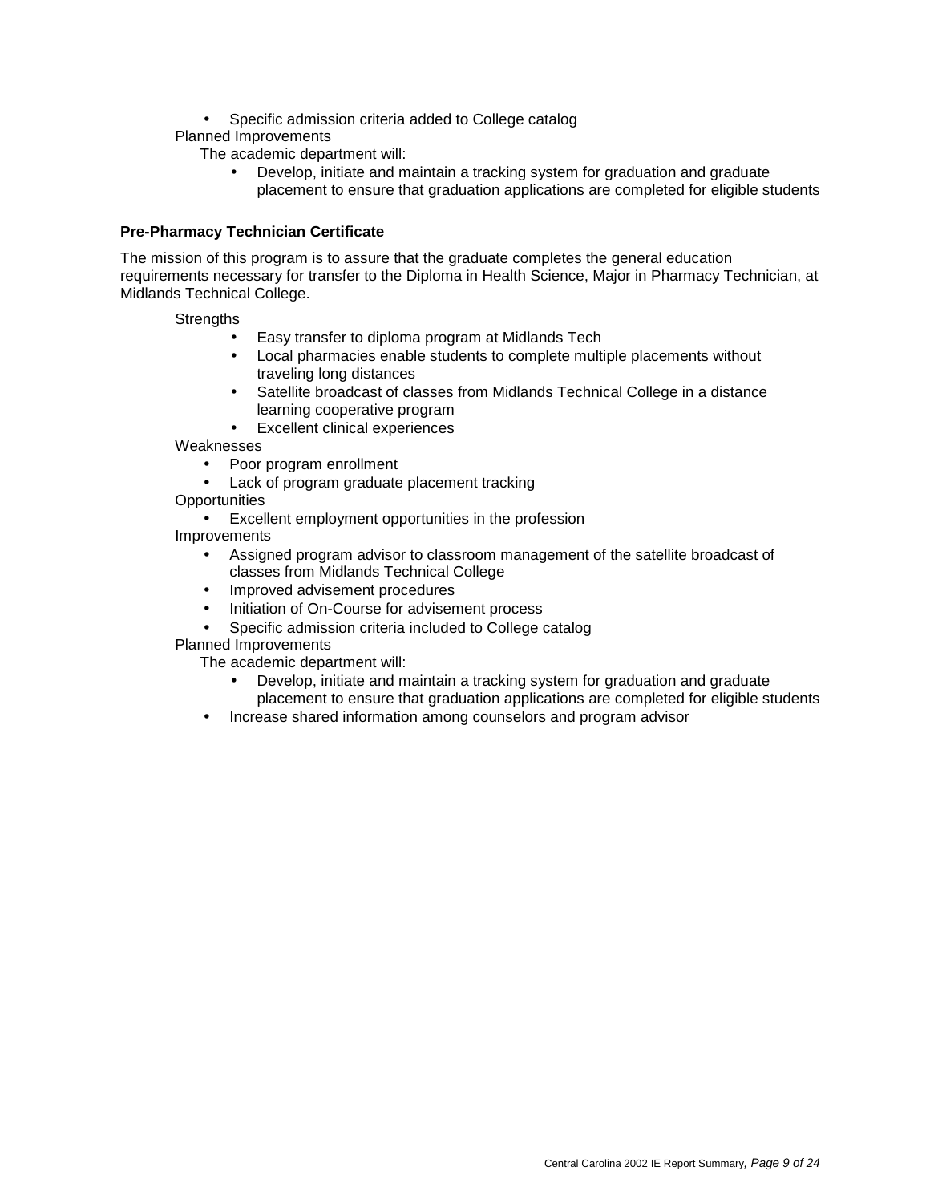- Specific admission criteria added to College catalog

Planned Improvements

The academic department will:

- Develop, initiate and maintain a tracking system for graduation and graduate placement to ensure that graduation applications are completed for eligible students

**Pre-Pharmacy Technician Certificate**

The mission of this program is to assure that the graduate completes the general education requirements necessary for transfer to the Diploma in Health Science, Major in Pharmacy Technician, at Midlands Technical College.

Strengths

- Easy transfer to diploma program at Midlands Tech
- Local pharmacies enable students to complete multiple placements without traveling long distances
- Satellite broadcast of classes from Midlands Technical College in a distance learning cooperative program
- Excellent clinical experiences

Weaknesses

- Poor program enrollment
- Lack of program graduate placement tracking

Opportunities

- Excellent employment opportunities in the profession

Improvements

- Assigned program advisor to classroom management of the satellite broadcast of classes from Midlands Technical College
- Improved advisement procedures
- Initiation of On-Course for advisement process
- Specific admission criteria included to College catalog

Planned Improvements

The academic department will:

- Develop, initiate and maintain a tracking system for graduation and graduate placement to ensure that graduation applications are completed for eligible students
- Increase shared information among counselors and program advisor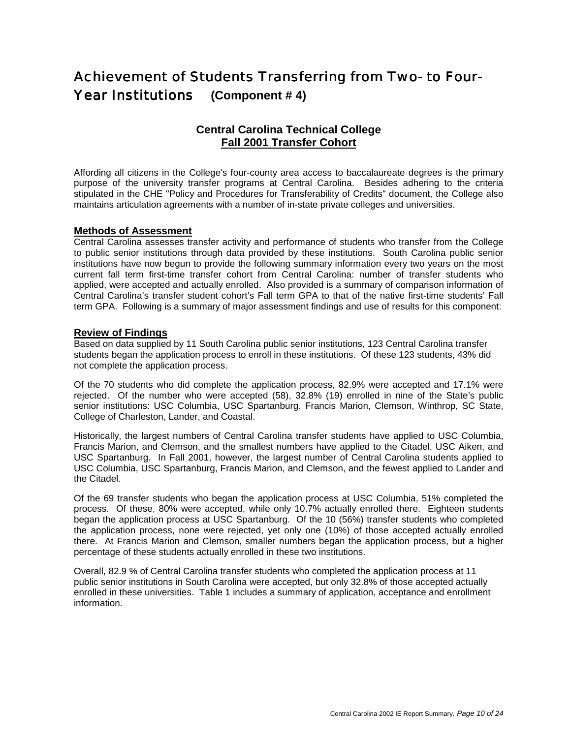# Achievement of Students Transferring from Two- to Four-Year Institutions **(Component # 4)**

## Central Carolina Technical College
## Fall 2001 Transfer Cohort

Affording all citizens in the College's four-county area access to baccalaureate degrees is the primary purpose of the university transfer programs at Central Carolina. Besides adhering to the criteria stipulated in the CHE "Policy and Procedures for Transferability of Credits" document, the College also maintains articulation agreements with a number of in-state private colleges and universities.

### Methods of Assessment

Central Carolina assesses transfer activity and performance of students who transfer from the College to public senior institutions through data provided by these institutions. South Carolina public senior institutions have now begun to provide the following summary information every two years on the most current fall term first-time transfer cohort from Central Carolina: number of transfer students who applied, were accepted and actually enrolled. Also provided is a summary of comparison information of Central Carolina's transfer student cohort's Fall term GPA to that of the native first-time students' Fall term GPA. Following is a summary of major assessment findings and use of results for this component:

### Review of Findings

Based on data supplied by 11 South Carolina public senior institutions, 123 Central Carolina transfer students began the application process to enroll in these institutions. Of these 123 students, 43% did not complete the application process.

Of the 70 students who did complete the application process, 82.9% were accepted and 17.1% were rejected. Of the number who were accepted (58), 32.8% (19) enrolled in nine of the State's public senior institutions: USC Columbia, USC Spartanburg, Francis Marion, Clemson, Winthrop, SC State, College of Charleston, Lander, and Coastal.

Historically, the largest numbers of Central Carolina transfer students have applied to USC Columbia, Francis Marion, and Clemson, and the smallest numbers have applied to the Citadel, USC Aiken, and USC Spartanburg. In Fall 2001, however, the largest number of Central Carolina students applied to USC Columbia, USC Spartanburg, Francis Marion, and Clemson, and the fewest applied to Lander and the Citadel.

Of the 69 transfer students who began the application process at USC Columbia, 51% completed the process. Of these, 80% were accepted, while only 10.7% actually enrolled there. Eighteen students began the application process at USC Spartanburg. Of the 10 (56%) transfer students who completed the application process, none were rejected, yet only one (10%) of those accepted actually enrolled there. At Francis Marion and Clemson, smaller numbers began the application process, but a higher percentage of these students actually enrolled in these two institutions.

Overall, 82.9 % of Central Carolina transfer students who completed the application process at 11 public senior institutions in South Carolina were accepted, but only 32.8% of those accepted actually enrolled in these universities. Table 1 includes a summary of application, acceptance and enrollment information.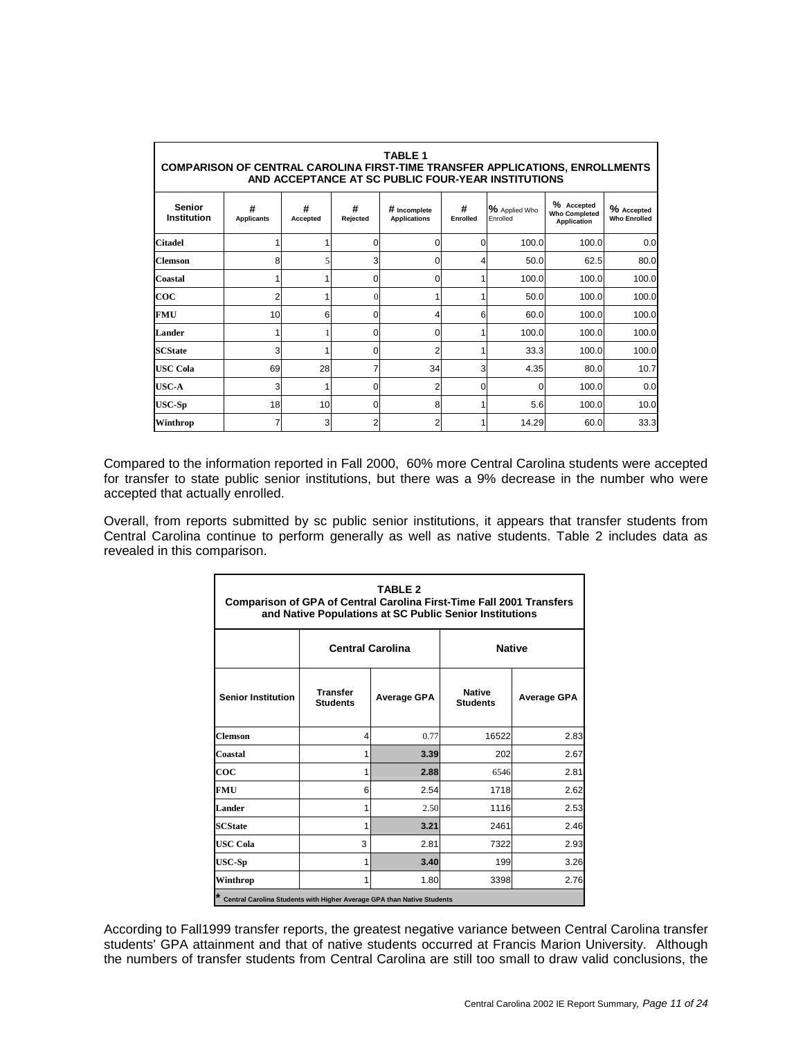| TABLE 1 COMPARISON OF CENTRAL CAROLINA FIRST-TIME TRANSFER APPLICATIONS, ENROLLMENTS AND ACCEPTANCE AT SC PUBLIC FOUR-YEAR INSTITUTIONS | | | | | | | | |
|---|---|---|---|---|---|---|---|---|
| **Senior Institution** | **# Applicants** | **# Accepted** | **# Rejected** | **# Incomplete Applications** | **# Enrolled** | **% Applied Who Enrolled** | **% Accepted Who Completed Application** | **% Accepted Who Enrolled** |
| **Citadel** | 1 | 1 | 0 | 0 | 0 | 100.0 | 100.0 | 0.0 |
| **Clemson** | 8 | 5 | 3 | 0 | 4 | 50.0 | 62.5 | 80.0 |
| **Coastal** | 1 | 1 | 0 | 0 | 1 | 100.0 | 100.0 | 100.0 |
| **COC** | 2 | 1 | 0 | 1 | 1 | 50.0 | 100.0 | 100.0 |
| **FMU** | 10 | 6 | 0 | 4 | 6 | 60.0 | 100.0 | 100.0 |
| **Lander** | 1 | 1 | 0 | 0 | 1 | 100.0 | 100.0 | 100.0 |
| **SCState** | 3 | 1 | 0 | 2 | 1 | 33.3 | 100.0 | 100.0 |
| **USC Cola** | 69 | 28 | 7 | 34 | 3 | 4.35 | 80.0 | 10.7 |
| **USC-A** | 3 | 1 | 0 | 2 | 0 | 0 | 100.0 | 0.0 |
| **USC-Sp** | 18 | 10 | 0 | 8 | 1 | 5.6 | 100.0 | 10.0 |
| **Winthrop** | 7 | 3 | 2 | 2 | 1 | 14.29 | 60.0 | 33.3 |

Compared to the information reported in Fall 2000, 60% more Central Carolina students were accepted for transfer to state public senior institutions, but there was a 9% decrease in the number who were accepted that actually enrolled.

Overall, from reports submitted by sc public senior institutions, it appears that transfer students from Central Carolina continue to perform generally as well as native students. Table 2 includes data as revealed in this comparison.

| TABLE 2 Comparison of GPA of Central Carolina First-Time Fall 2001 Transfers and Native Populations at SC Public Senior Institutions | | | | |
|---|---|---|---|---|
| | **Central Carolina** | | **Native** | |
| **Senior Institution** | **Transfer Students** | **Average GPA** | **Native Students** | **Average GPA** |
| **Clemson** | 4 | 0.77 | 16522 | 2.83 |
| **Coastal** | 1 | **3.39** | 202 | 2.67 |
| **COC** | 1 | **2.88** | 6546 | 2.81 |
| **FMU** | 6 | 2.54 | 1718 | 2.62 |
| **Lander** | 1 | 2.50 | 1116 | 2.53 |
| **SCState** | 1 | **3.21** | 2461 | 2.46 |
| **USC Cola** | 3 | 2.81 | 7322 | 2.93 |
| **USC-Sp** | 1 | **3.40** | 199 | 3.26 |
| **Winthrop** | 1 | 1.80 | 3398 | 2.76 |

\* Central Carolina Students with Higher Average GPA than Native Students

According to Fall1999 transfer reports, the greatest negative variance between Central Carolina transfer students' GPA attainment and that of native students occurred at Francis Marion University. Although the numbers of transfer students from Central Carolina are still too small to draw valid conclusions, the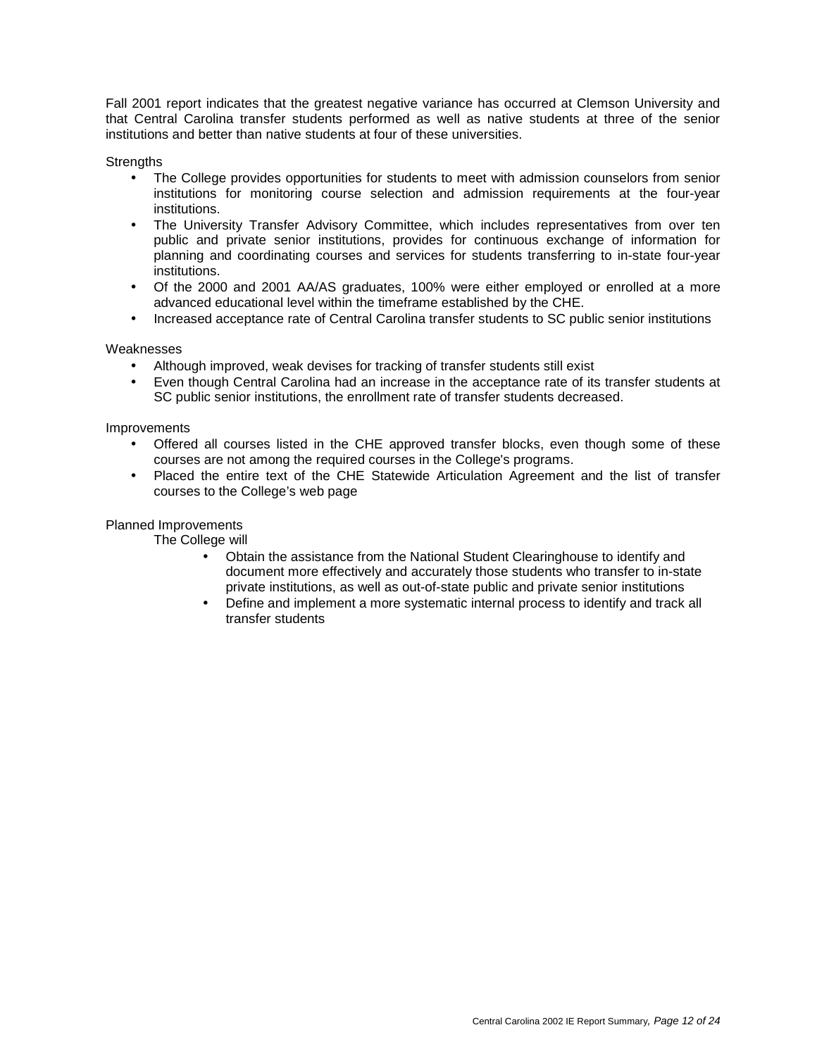Fall 2001 report indicates that the greatest negative variance has occurred at Clemson University and that Central Carolina transfer students performed as well as native students at three of the senior institutions and better than native students at four of these universities.

Strengths

- The College provides opportunities for students to meet with admission counselors from senior institutions for monitoring course selection and admission requirements at the four-year institutions.
- The University Transfer Advisory Committee, which includes representatives from over ten public and private senior institutions, provides for continuous exchange of information for planning and coordinating courses and services for students transferring to in-state four-year institutions.
- Of the 2000 and 2001 AA/AS graduates, 100% were either employed or enrolled at a more advanced educational level within the timeframe established by the CHE.
- Increased acceptance rate of Central Carolina transfer students to SC public senior institutions

Weaknesses

- Although improved, weak devises for tracking of transfer students still exist
- Even though Central Carolina had an increase in the acceptance rate of its transfer students at SC public senior institutions, the enrollment rate of transfer students decreased.

Improvements

- Offered all courses listed in the CHE approved transfer blocks, even though some of these courses are not among the required courses in the College's programs.
- Placed the entire text of the CHE Statewide Articulation Agreement and the list of transfer courses to the College's web page

Planned Improvements

The College will

- Obtain the assistance from the National Student Clearinghouse to identify and document more effectively and accurately those students who transfer to in-state private institutions, as well as out-of-state public and private senior institutions
- Define and implement a more systematic internal process to identify and track all transfer students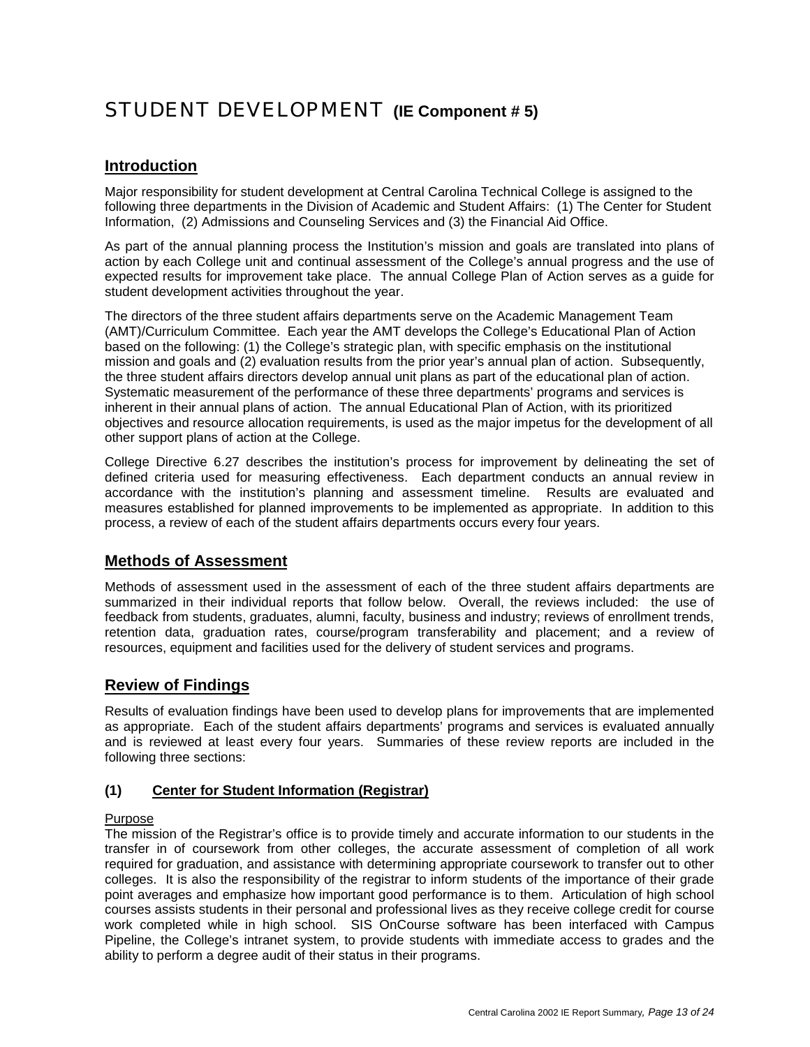# STUDENT DEVELOPMENT **(IE Component # 5)**

## Introduction

Major responsibility for student development at Central Carolina Technical College is assigned to the following three departments in the Division of Academic and Student Affairs: (1) The Center for Student Information, (2) Admissions and Counseling Services and (3) the Financial Aid Office.

As part of the annual planning process the Institution's mission and goals are translated into plans of action by each College unit and continual assessment of the College's annual progress and the use of expected results for improvement take place. The annual College Plan of Action serves as a guide for student development activities throughout the year.

The directors of the three student affairs departments serve on the Academic Management Team (AMT)/Curriculum Committee. Each year the AMT develops the College's Educational Plan of Action based on the following: (1) the College's strategic plan, with specific emphasis on the institutional mission and goals and (2) evaluation results from the prior year's annual plan of action. Subsequently, the three student affairs directors develop annual unit plans as part of the educational plan of action. Systematic measurement of the performance of these three departments' programs and services is inherent in their annual plans of action. The annual Educational Plan of Action, with its prioritized objectives and resource allocation requirements, is used as the major impetus for the development of all other support plans of action at the College.

College Directive 6.27 describes the institution's process for improvement by delineating the set of defined criteria used for measuring effectiveness. Each department conducts an annual review in accordance with the institution's planning and assessment timeline. Results are evaluated and measures established for planned improvements to be implemented as appropriate. In addition to this process, a review of each of the student affairs departments occurs every four years.

## Methods of Assessment

Methods of assessment used in the assessment of each of the three student affairs departments are summarized in their individual reports that follow below. Overall, the reviews included: the use of feedback from students, graduates, alumni, faculty, business and industry; reviews of enrollment trends, retention data, graduation rates, course/program transferability and placement; and a review of resources, equipment and facilities used for the delivery of student services and programs.

## Review of Findings

Results of evaluation findings have been used to develop plans for improvements that are implemented as appropriate. Each of the student affairs departments' programs and services is evaluated annually and is reviewed at least every four years. Summaries of these review reports are included in the following three sections:

### (1) Center for Student Information (Registrar)

Purpose

The mission of the Registrar's office is to provide timely and accurate information to our students in the transfer in of coursework from other colleges, the accurate assessment of completion of all work required for graduation, and assistance with determining appropriate coursework to transfer out to other colleges. It is also the responsibility of the registrar to inform students of the importance of their grade point averages and emphasize how important good performance is to them. Articulation of high school courses assists students in their personal and professional lives as they receive college credit for course work completed while in high school. SIS OnCourse software has been interfaced with Campus Pipeline, the College's intranet system, to provide students with immediate access to grades and the ability to perform a degree audit of their status in their programs.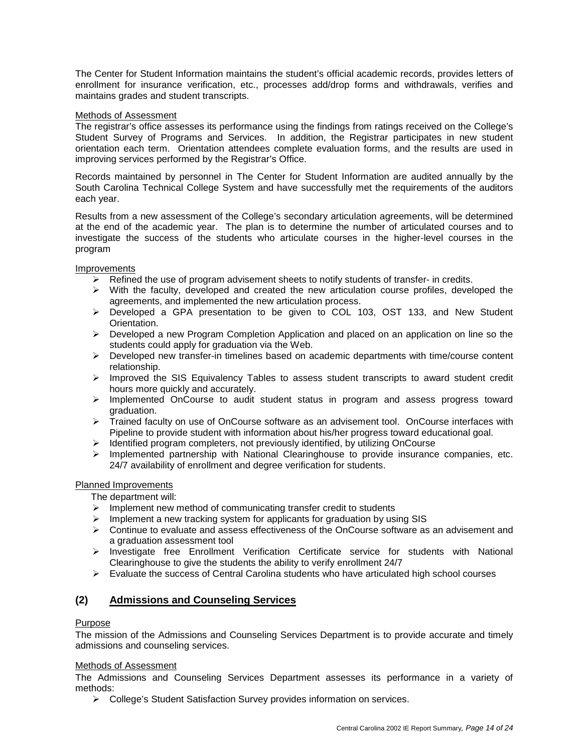The Center for Student Information maintains the student's official academic records, provides letters of enrollment for insurance verification, etc., processes add/drop forms and withdrawals, verifies and maintains grades and student transcripts.

Methods of Assessment

The registrar's office assesses its performance using the findings from ratings received on the College's Student Survey of Programs and Services. In addition, the Registrar participates in new student orientation each term. Orientation attendees complete evaluation forms, and the results are used in improving services performed by the Registrar's Office.

Records maintained by personnel in The Center for Student Information are audited annually by the South Carolina Technical College System and have successfully met the requirements of the auditors each year.

Results from a new assessment of the College's secondary articulation agreements, will be determined at the end of the academic year. The plan is to determine the number of articulated courses and to investigate the success of the students who articulate courses in the higher-level courses in the program

Improvements

- Refined the use of program advisement sheets to notify students of transfer- in credits.
- With the faculty, developed and created the new articulation course profiles, developed the agreements, and implemented the new articulation process.
- Developed a GPA presentation to be given to COL 103, OST 133, and New Student Orientation.
- Developed a new Program Completion Application and placed on an application on line so the students could apply for graduation via the Web.
- Developed new transfer-in timelines based on academic departments with time/course content relationship.
- Improved the SIS Equivalency Tables to assess student transcripts to award student credit hours more quickly and accurately.
- Implemented OnCourse to audit student status in program and assess progress toward graduation.
- Trained faculty on use of OnCourse software as an advisement tool. OnCourse interfaces with Pipeline to provide student with information about his/her progress toward educational goal.
- Identified program completers, not previously identified, by utilizing OnCourse
- Implemented partnership with National Clearinghouse to provide insurance companies, etc. 24/7 availability of enrollment and degree verification for students.

Planned Improvements

The department will:

- Implement new method of communicating transfer credit to students
- Implement a new tracking system for applicants for graduation by using SIS
- Continue to evaluate and assess effectiveness of the OnCourse software as an advisement and a graduation assessment tool
- Investigate free Enrollment Verification Certificate service for students with National Clearinghouse to give the students the ability to verify enrollment 24/7
- Evaluate the success of Central Carolina students who have articulated high school courses

## (2) Admissions and Counseling Services

Purpose

The mission of the Admissions and Counseling Services Department is to provide accurate and timely admissions and counseling services.

Methods of Assessment

The Admissions and Counseling Services Department assesses its performance in a variety of methods:

- College's Student Satisfaction Survey provides information on services.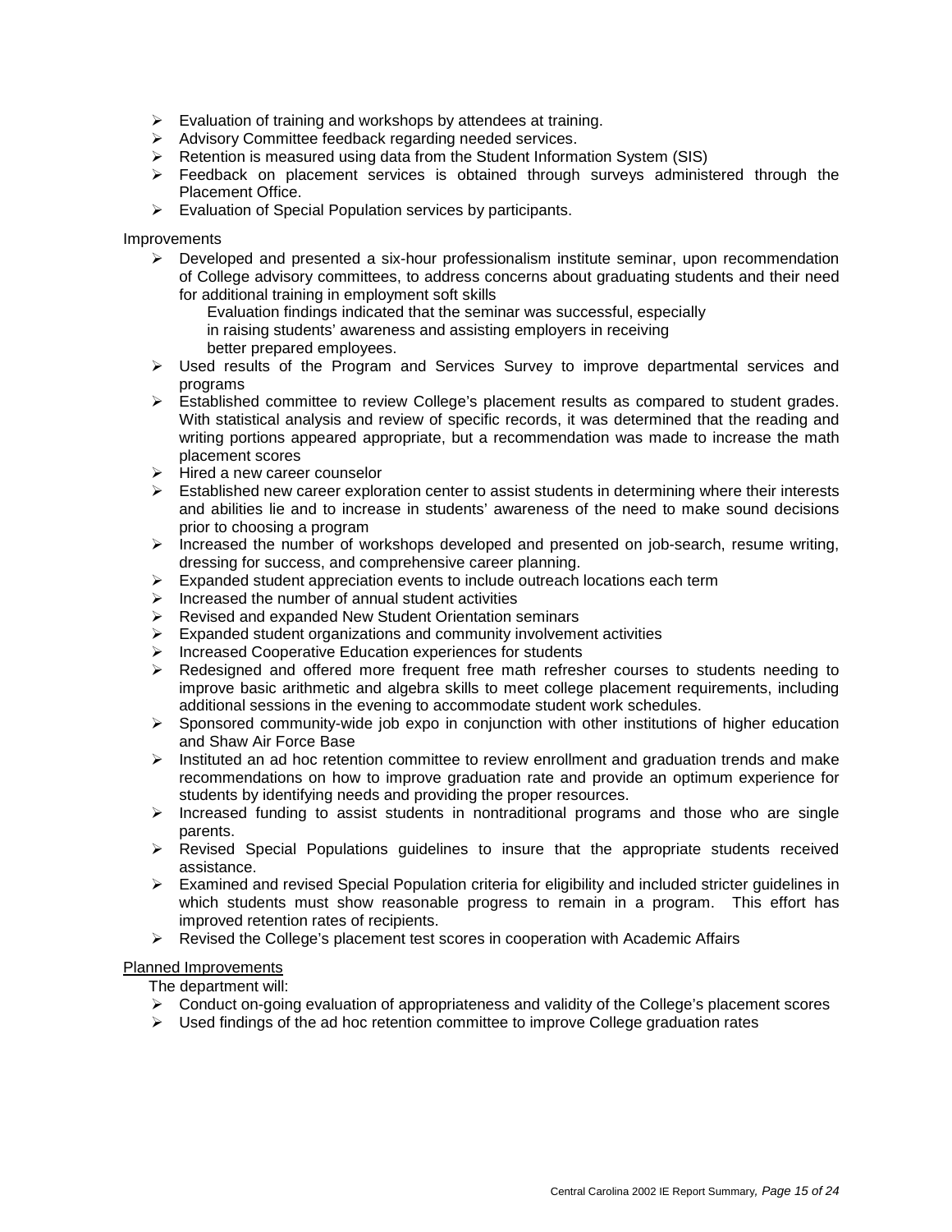- Evaluation of training and workshops by attendees at training.
- Advisory Committee feedback regarding needed services.
- Retention is measured using data from the Student Information System (SIS)
- Feedback on placement services is obtained through surveys administered through the Placement Office.
- Evaluation of Special Population services by participants.

Improvements

- Developed and presented a six-hour professionalism institute seminar, upon recommendation of College advisory committees, to address concerns about graduating students and their need for additional training in employment soft skills

  Evaluation findings indicated that the seminar was successful, especially in raising students' awareness and assisting employers in receiving better prepared employees.
- Used results of the Program and Services Survey to improve departmental services and programs
- Established committee to review College's placement results as compared to student grades. With statistical analysis and review of specific records, it was determined that the reading and writing portions appeared appropriate, but a recommendation was made to increase the math placement scores
- Hired a new career counselor
- Established new career exploration center to assist students in determining where their interests and abilities lie and to increase in students' awareness of the need to make sound decisions prior to choosing a program
- Increased the number of workshops developed and presented on job-search, resume writing, dressing for success, and comprehensive career planning.
- Expanded student appreciation events to include outreach locations each term
- Increased the number of annual student activities
- Revised and expanded New Student Orientation seminars
- Expanded student organizations and community involvement activities
- Increased Cooperative Education experiences for students
- Redesigned and offered more frequent free math refresher courses to students needing to improve basic arithmetic and algebra skills to meet college placement requirements, including additional sessions in the evening to accommodate student work schedules.
- Sponsored community-wide job expo in conjunction with other institutions of higher education and Shaw Air Force Base
- Instituted an ad hoc retention committee to review enrollment and graduation trends and make recommendations on how to improve graduation rate and provide an optimum experience for students by identifying needs and providing the proper resources.
- Increased funding to assist students in nontraditional programs and those who are single parents.
- Revised Special Populations guidelines to insure that the appropriate students received assistance.
- Examined and revised Special Population criteria for eligibility and included stricter guidelines in which students must show reasonable progress to remain in a program. This effort has improved retention rates of recipients.
- Revised the College's placement test scores in cooperation with Academic Affairs

Planned Improvements

The department will:

- Conduct on-going evaluation of appropriateness and validity of the College's placement scores
- Used findings of the ad hoc retention committee to improve College graduation rates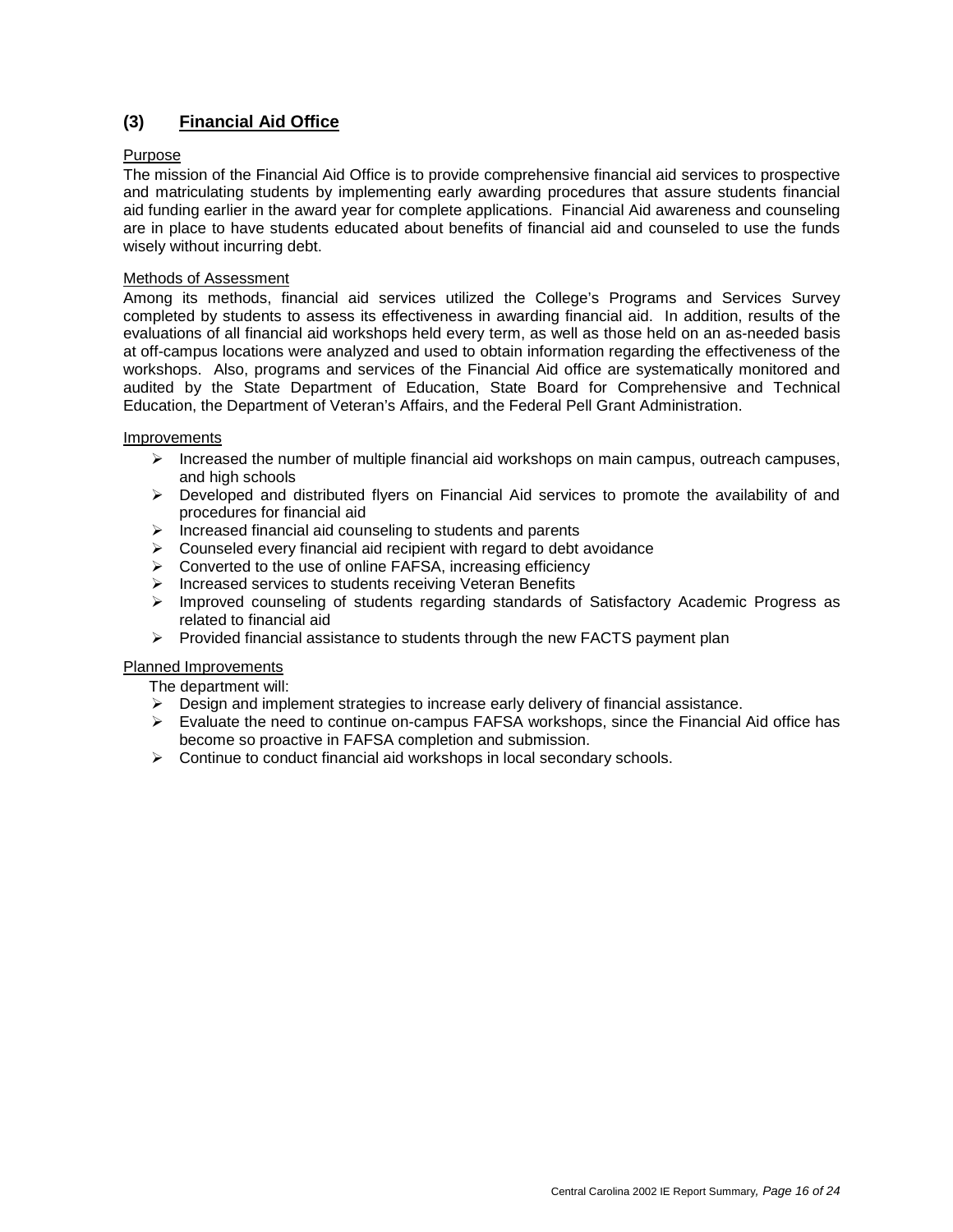## (3) Financial Aid Office

Purpose

The mission of the Financial Aid Office is to provide comprehensive financial aid services to prospective and matriculating students by implementing early awarding procedures that assure students financial aid funding earlier in the award year for complete applications. Financial Aid awareness and counseling are in place to have students educated about benefits of financial aid and counseled to use the funds wisely without incurring debt.

Methods of Assessment

Among its methods, financial aid services utilized the College's Programs and Services Survey completed by students to assess its effectiveness in awarding financial aid. In addition, results of the evaluations of all financial aid workshops held every term, as well as those held on an as-needed basis at off-campus locations were analyzed and used to obtain information regarding the effectiveness of the workshops. Also, programs and services of the Financial Aid office are systematically monitored and audited by the State Department of Education, State Board for Comprehensive and Technical Education, the Department of Veteran's Affairs, and the Federal Pell Grant Administration.

Improvements

- Increased the number of multiple financial aid workshops on main campus, outreach campuses, and high schools
- Developed and distributed flyers on Financial Aid services to promote the availability of and procedures for financial aid
- Increased financial aid counseling to students and parents
- Counseled every financial aid recipient with regard to debt avoidance
- Converted to the use of online FAFSA, increasing efficiency
- Increased services to students receiving Veteran Benefits
- Improved counseling of students regarding standards of Satisfactory Academic Progress as related to financial aid
- Provided financial assistance to students through the new FACTS payment plan

Planned Improvements

The department will:

- Design and implement strategies to increase early delivery of financial assistance.
- Evaluate the need to continue on-campus FAFSA workshops, since the Financial Aid office has become so proactive in FAFSA completion and submission.
- Continue to conduct financial aid workshops in local secondary schools.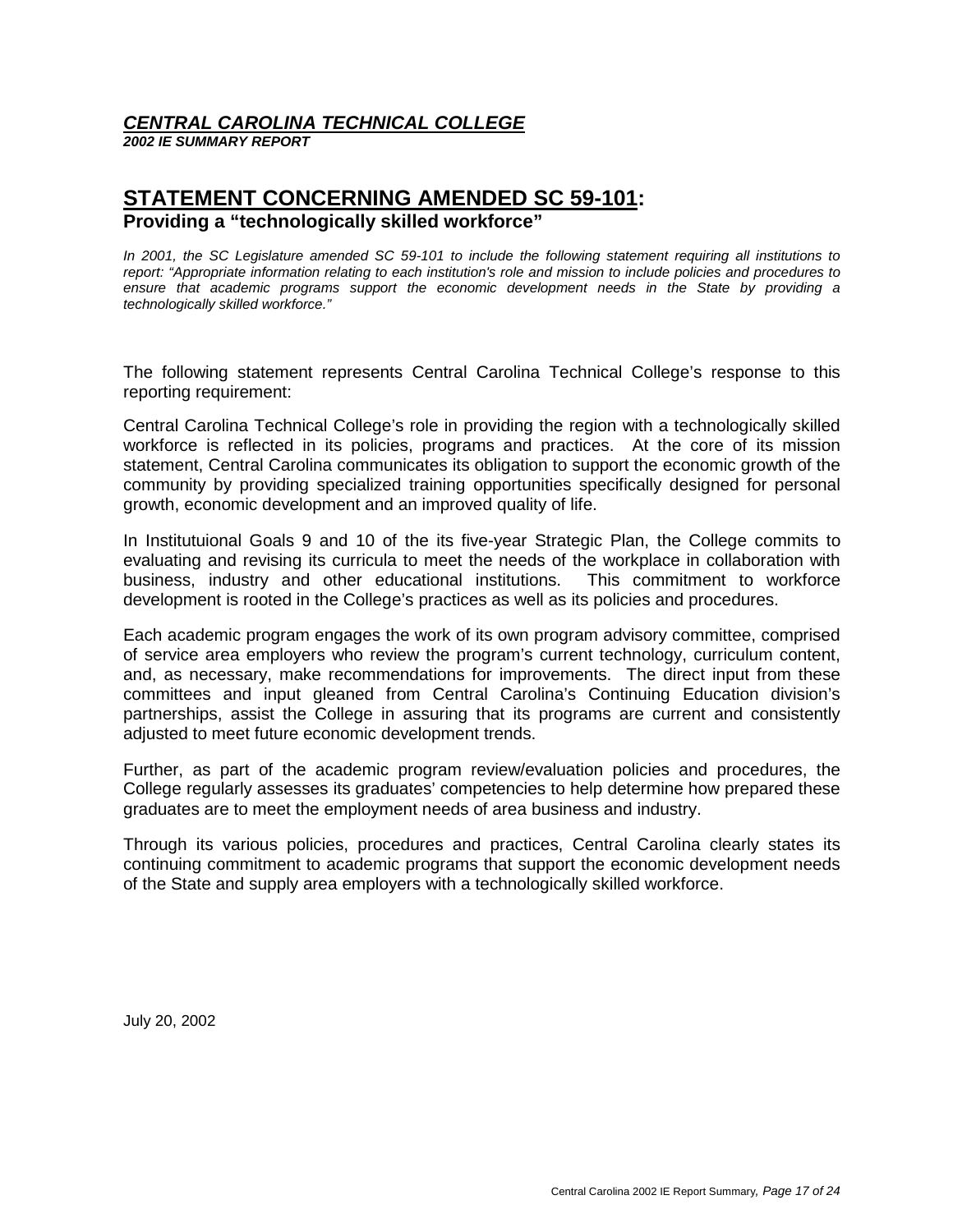***CENTRAL CAROLINA TECHNICAL COLLEGE***
***2002 IE SUMMARY REPORT***

## STATEMENT CONCERNING AMENDED SC 59-101:
### Providing a "technologically skilled workforce"

*In 2001, the SC Legislature amended SC 59-101 to include the following statement requiring all institutions to report: "Appropriate information relating to each institution's role and mission to include policies and procedures to ensure that academic programs support the economic development needs in the State by providing a technologically skilled workforce."*

The following statement represents Central Carolina Technical College's response to this reporting requirement:

Central Carolina Technical College's role in providing the region with a technologically skilled workforce is reflected in its policies, programs and practices. At the core of its mission statement, Central Carolina communicates its obligation to support the economic growth of the community by providing specialized training opportunities specifically designed for personal growth, economic development and an improved quality of life.

In Institutuional Goals 9 and 10 of the its five-year Strategic Plan, the College commits to evaluating and revising its curricula to meet the needs of the workplace in collaboration with business, industry and other educational institutions. This commitment to workforce development is rooted in the College's practices as well as its policies and procedures.

Each academic program engages the work of its own program advisory committee, comprised of service area employers who review the program's current technology, curriculum content, and, as necessary, make recommendations for improvements. The direct input from these committees and input gleaned from Central Carolina's Continuing Education division's partnerships, assist the College in assuring that its programs are current and consistently adjusted to meet future economic development trends.

Further, as part of the academic program review/evaluation policies and procedures, the College regularly assesses its graduates' competencies to help determine how prepared these graduates are to meet the employment needs of area business and industry.

Through its various policies, procedures and practices, Central Carolina clearly states its continuing commitment to academic programs that support the economic development needs of the State and supply area employers with a technologically skilled workforce.

July 20, 2002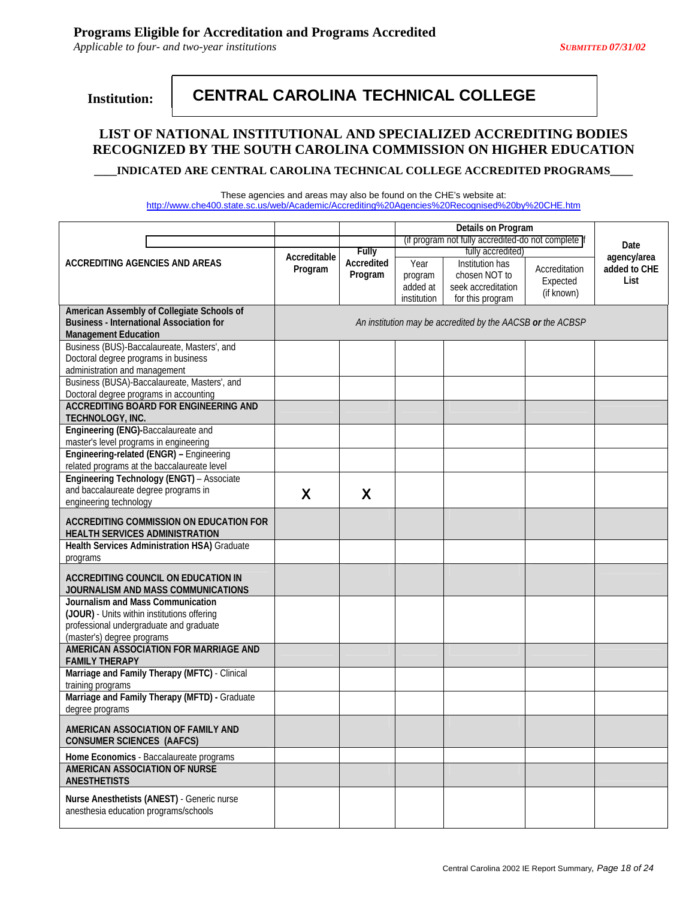## Programs Eligible for Accreditation and Programs Accredited

*Applicable to four- and two-year institutions*

***SUBMITTED 07/31/02***

**Institution:** **CENTRAL CAROLINA TECHNICAL COLLEGE**

### LIST OF NATIONAL INSTITUTIONAL AND SPECIALIZED ACCREDITING BODIES RECOGNIZED BY THE SOUTH CAROLINA COMMISSION ON HIGHER EDUCATION

**____INDICATED ARE CENTRAL CAROLINA TECHNICAL COLLEGE ACCREDITED PROGRAMS____**

These agencies and areas may also be found on the CHE's website at:
http://www.che400.state.sc.us/web/Academic/Accrediting%20Agencies%20Recognised%20by%20CHE.htm

| ACCREDITING AGENCIES AND AREAS | Accreditable Program | Fully Accredited Program | Details on Program (if program not fully accredited-do not complete if fully accredited) | | | Date agency/area added to CHE List |
|---|---|---|---|---|---|---|
| | | | Year program added at institution | Institution has chosen NOT to seek accreditation for this program | Accreditation Expected (if known) | |
| **American Assembly of Collegiate Schools of Business - International Association for Management Education** | *An institution may be accredited by the AACSB **or** the ACBSP* | | | | | |
| Business (BUS)-Baccalaureate, Masters', and Doctoral degree programs in business administration and management | | | | | | |
| Business (BUSA)-Baccalaureate, Masters', and Doctoral degree programs in accounting | | | | | | |
| **ACCREDITING BOARD FOR ENGINEERING AND TECHNOLOGY, INC.** | | | | | | |
| **Engineering (ENG)**-Baccalaureate and master's level programs in engineering | | | | | | |
| **Engineering-related (ENGR) –** Engineering related programs at the baccalaureate level | | | | | | |
| **Engineering Technology (ENGT)** – Associate and baccalaureate degree programs in engineering technology | X | X | | | | |
| **ACCREDITING COMMISSION ON EDUCATION FOR HEALTH SERVICES ADMINISTRATION** | | | | | | |
| **Health Services Administration HSA)** Graduate programs | | | | | | |
| **ACCREDITING COUNCIL ON EDUCATION IN JOURNALISM AND MASS COMMUNICATIONS** | | | | | | |
| **Journalism and Mass Communication (JOUR)** - Units within institutions offering professional undergraduate and graduate (master's) degree programs | | | | | | |
| **AMERICAN ASSOCIATION FOR MARRIAGE AND FAMILY THERAPY** | | | | | | |
| **Marriage and Family Therapy (MFTC)** - Clinical training programs | | | | | | |
| **Marriage and Family Therapy (MFTD)** - Graduate degree programs | | | | | | |
| **AMERICAN ASSOCIATION OF FAMILY AND CONSUMER SCIENCES (AAFCS)** | | | | | | |
| **Home Economics** - Baccalaureate programs | | | | | | |
| **AMERICAN ASSOCIATION OF NURSE ANESTHETISTS** | | | | | | |
| **Nurse Anesthetists (ANEST)** - Generic nurse anesthesia education programs/schools | | | | | | |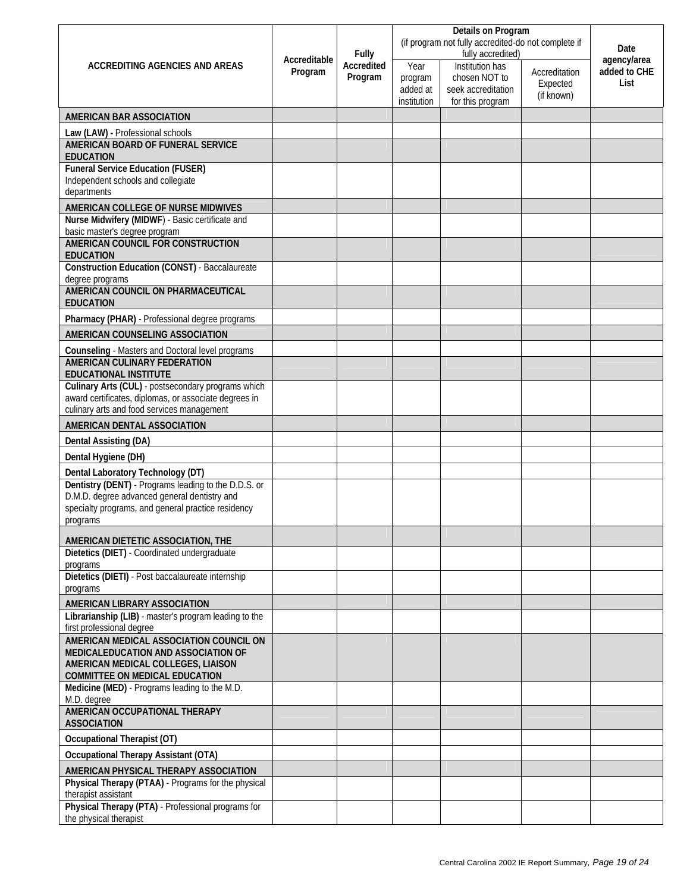| ACCREDITING AGENCIES AND AREAS | Accreditable Program | Fully Accredited Program | Details on Program (if program not fully accredited-do not complete if fully accredited) | | | Date agency/area added to CHE List |
|---|---|---|---|---|---|---|
| | | | Year program added at institution | Institution has chosen NOT to seek accreditation for this program | Accreditation Expected (if known) | |
| **AMERICAN BAR ASSOCIATION** | | | | | | |
| **Law (LAW) -** Professional schools | | | | | | |
| **AMERICAN BOARD OF FUNERAL SERVICE EDUCATION** | | | | | | |
| **Funeral Service Education (FUSER)** Independent schools and collegiate departments | | | | | | |
| **AMERICAN COLLEGE OF NURSE MIDWIVES** | | | | | | |
| **Nurse Midwifery (MIDWF**) - Basic certificate and basic master's degree program | | | | | | |
| **AMERICAN COUNCIL FOR CONSTRUCTION EDUCATION** | | | | | | |
| **Construction Education (CONST)** - Baccalaureate degree programs | | | | | | |
| **AMERICAN COUNCIL ON PHARMACEUTICAL EDUCATION** | | | | | | |
| **Pharmacy (PHAR)** - Professional degree programs | | | | | | |
| **AMERICAN COUNSELING ASSOCIATION** | | | | | | |
| **Counseling** - Masters and Doctoral level programs | | | | | | |
| **AMERICAN CULINARY FEDERATION EDUCATIONAL INSTITUTE** | | | | | | |
| **Culinary Arts (CUL)** - postsecondary programs which award certificates, diplomas, or associate degrees in culinary arts and food services management | | | | | | |
| **AMERICAN DENTAL ASSOCIATION** | | | | | | |
| **Dental Assisting (DA)** | | | | | | |
| **Dental Hygiene (DH)** | | | | | | |
| **Dental Laboratory Technology (DT)** | | | | | | |
| **Dentistry (DENT)** - Programs leading to the D.D.S. or D.M.D. degree advanced general dentistry and specialty programs, and general practice residency programs | | | | | | |
| **AMERICAN DIETETIC ASSOCIATION, THE** | | | | | | |
| **Dietetics (DIET)** - Coordinated undergraduate programs | | | | | | |
| **Dietetics (DIETI)** - Post baccalaureate internship programs | | | | | | |
| **AMERICAN LIBRARY ASSOCIATION** | | | | | | |
| **Librarianship (LIB)** - master's program leading to the first professional degree | | | | | | |
| **AMERICAN MEDICAL ASSOCIATION COUNCIL ON MEDICALEDUCATION AND ASSOCIATION OF AMERICAN MEDICAL COLLEGES, LIAISON COMMITTEE ON MEDICAL EDUCATION** | | | | | | |
| **Medicine (MED)** - Programs leading to the M.D. M.D. degree | | | | | | |
| **AMERICAN OCCUPATIONAL THERAPY ASSOCIATION** | | | | | | |
| **Occupational Therapist (OT)** | | | | | | |
| **Occupational Therapy Assistant (OTA)** | | | | | | |
| **AMERICAN PHYSICAL THERAPY ASSOCIATION** | | | | | | |
| **Physical Therapy (PTAA)** - Programs for the physical therapist assistant | | | | | | |
| **Physical Therapy (PTA)** - Professional programs for the physical therapist | | | | | | |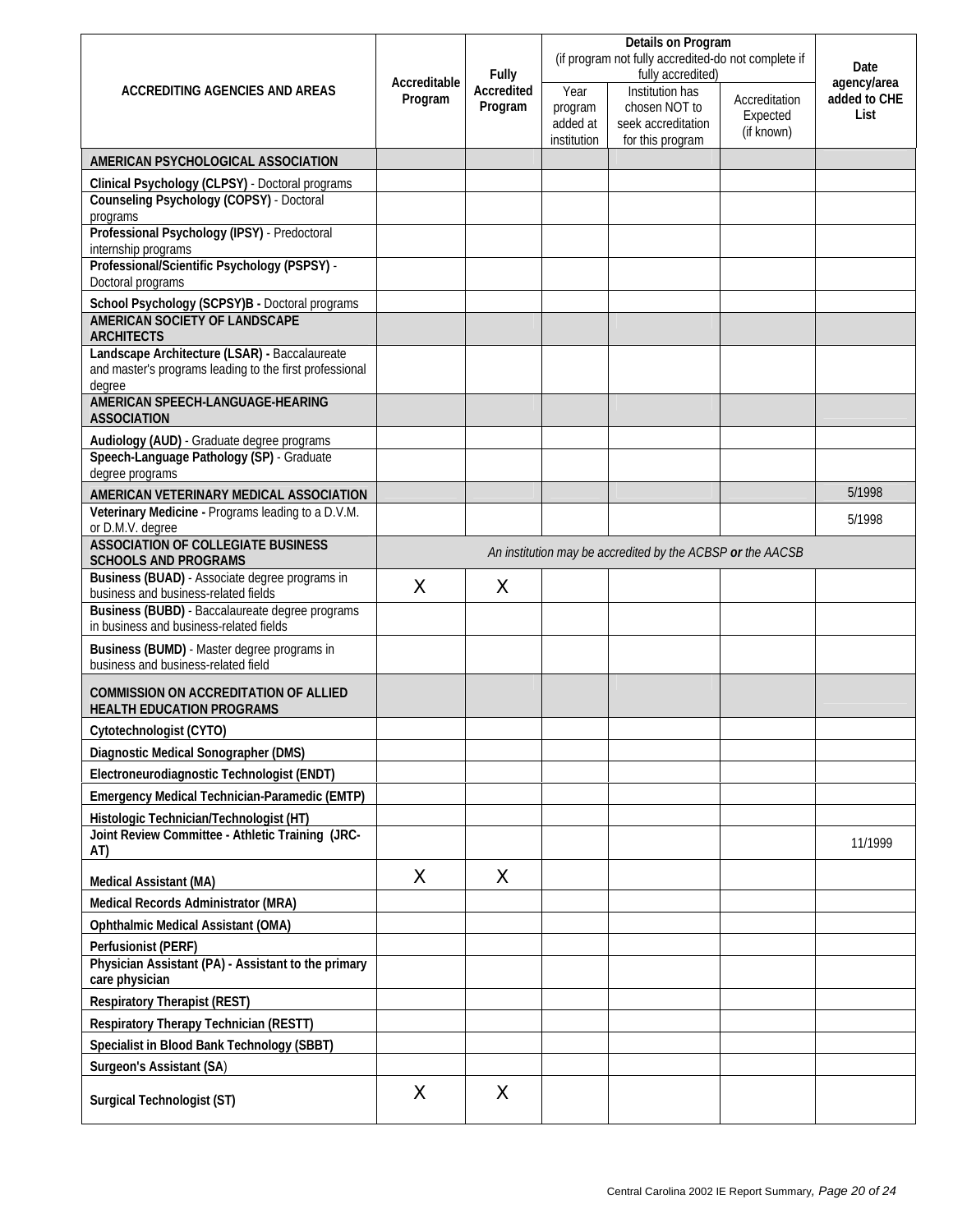| ACCREDITING AGENCIES AND AREAS | Accreditable Program | Fully Accredited Program | Details on Program (if program not fully accredited-do not complete if fully accredited) | | | Date agency/area added to CHE List |
|---|---|---|---|---|---|---|
| | | | Year program added at institution | Institution has chosen NOT to seek accreditation for this program | Accreditation Expected (if known) | |
| **AMERICAN PSYCHOLOGICAL ASSOCIATION** | | | | | | |
| **Clinical Psychology (CLPSY)** - Doctoral programs | | | | | | |
| **Counseling Psychology (COPSY)** - Doctoral programs | | | | | | |
| **Professional Psychology (IPSY)** - Predoctoral internship programs | | | | | | |
| **Professional/Scientific Psychology (PSPSY)** - Doctoral programs | | | | | | |
| **School Psychology (SCPSY)B -** Doctoral programs | | | | | | |
| **AMERICAN SOCIETY OF LANDSCAPE ARCHITECTS** | | | | | | |
| **Landscape Architecture (LSAR) -** Baccalaureate and master's programs leading to the first professional degree | | | | | | |
| **AMERICAN SPEECH-LANGUAGE-HEARING ASSOCIATION** | | | | | | |
| **Audiology (AUD)** - Graduate degree programs | | | | | | |
| **Speech-Language Pathology (SP)** - Graduate degree programs | | | | | | |
| **AMERICAN VETERINARY MEDICAL ASSOCIATION** | | | | | | 5/1998 |
| **Veterinary Medicine -** Programs leading to a D.V.M. or D.M.V. degree | | | | | | 5/1998 |
| **ASSOCIATION OF COLLEGIATE BUSINESS SCHOOLS AND PROGRAMS** | *An institution may be accredited by the ACBSP **or** the AACSB* | | | | | |
| **Business (BUAD)** - Associate degree programs in business and business-related fields | X | X | | | | |
| **Business (BUBD)** - Baccalaureate degree programs in business and business-related fields | | | | | | |
| **Business (BUMD)** - Master degree programs in business and business-related field | | | | | | |
| **COMMISSION ON ACCREDITATION OF ALLIED HEALTH EDUCATION PROGRAMS** | | | | | | |
| **Cytotechnologist (CYTO)** | | | | | | |
| **Diagnostic Medical Sonographer (DMS)** | | | | | | |
| **Electroneurodiagnostic Technologist (ENDT)** | | | | | | |
| **Emergency Medical Technician-Paramedic (EMTP)** | | | | | | |
| **Histologic Technician/Technologist (HT)** | | | | | | |
| **Joint Review Committee - Athletic Training (JRC-AT)** | | | | | | 11/1999 |
| **Medical Assistant (MA)** | X | X | | | | |
| **Medical Records Administrator (MRA)** | | | | | | |
| **Ophthalmic Medical Assistant (OMA)** | | | | | | |
| **Perfusionist (PERF)** | | | | | | |
| **Physician Assistant (PA) - Assistant to the primary care physician** | | | | | | |
| **Respiratory Therapist (REST)** | | | | | | |
| **Respiratory Therapy Technician (RESTT)** | | | | | | |
| **Specialist in Blood Bank Technology (SBBT)** | | | | | | |
| **Surgeon's Assistant (SA)** | | | | | | |
| **Surgical Technologist (ST)** | X | X | | | | |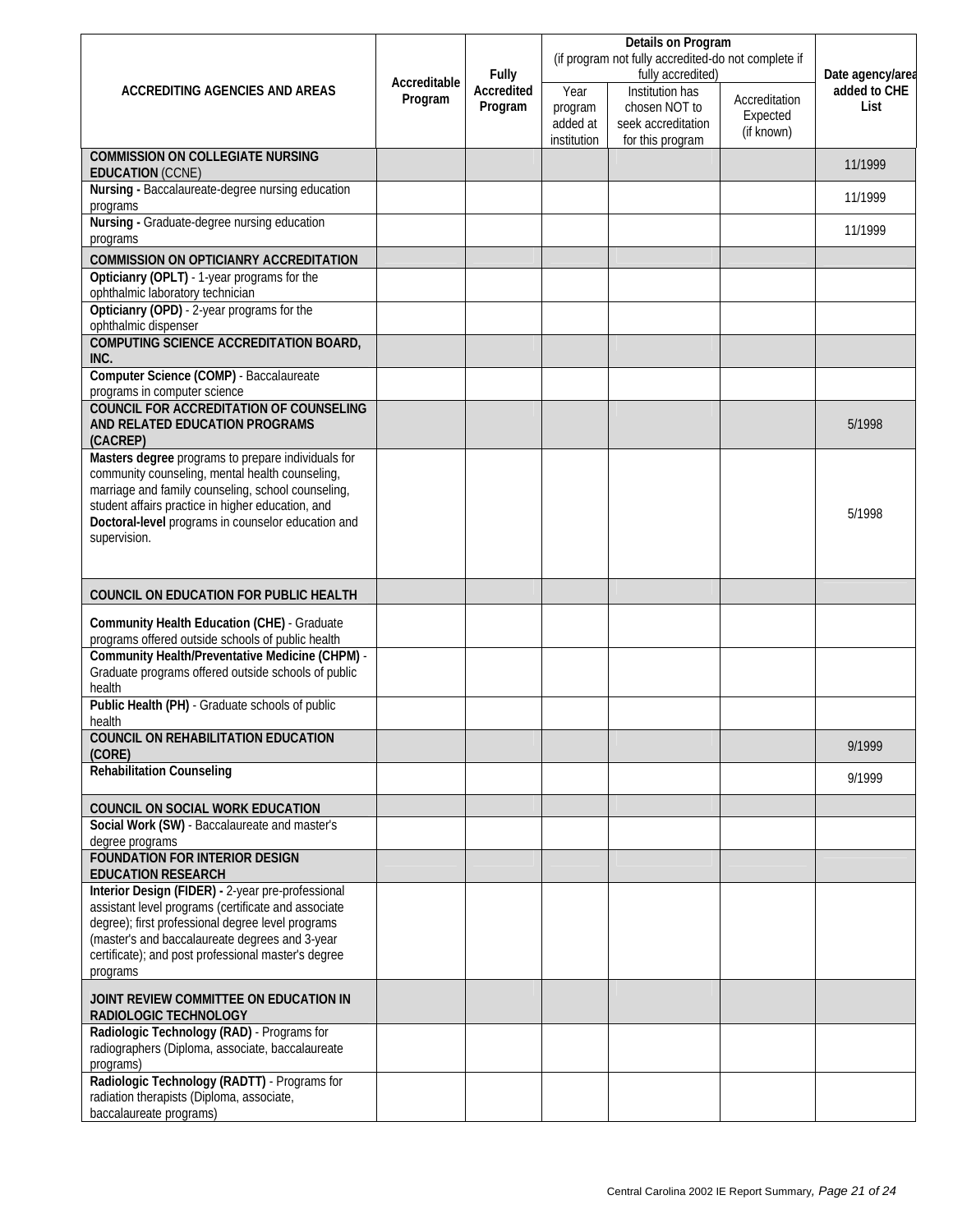| ACCREDITING AGENCIES AND AREAS | Accreditable Program | Fully Accredited Program | Details on Program (if program not fully accredited-do not complete if fully accredited) | | | Date agency/area added to CHE List |
|---|---|---|---|---|---|---|
| | | | Year program added at institution | Institution has chosen NOT to seek accreditation for this program | Accreditation Expected (if known) | |
| **COMMISSION ON COLLEGIATE NURSING EDUCATION** (CCNE) | | | | | | 11/1999 |
| **Nursing -** Baccalaureate-degree nursing education programs | | | | | | 11/1999 |
| **Nursing -** Graduate-degree nursing education programs | | | | | | 11/1999 |
| **COMMISSION ON OPTICIANRY ACCREDITATION** | | | | | | |
| **Opticianry (OPLT)** - 1-year programs for the ophthalmic laboratory technician | | | | | | |
| **Opticianry (OPD)** - 2-year programs for the ophthalmic dispenser | | | | | | |
| **COMPUTING SCIENCE ACCREDITATION BOARD, INC.** | | | | | | |
| **Computer Science (COMP)** - Baccalaureate programs in computer science | | | | | | |
| **COUNCIL FOR ACCREDITATION OF COUNSELING AND RELATED EDUCATION PROGRAMS (CACREP)** | | | | | | 5/1998 |
| **Masters degree** programs to prepare individuals for community counseling, mental health counseling, marriage and family counseling, school counseling, student affairs practice in higher education, and **Doctoral-level** programs in counselor education and supervision. | | | | | | 5/1998 |
| **COUNCIL ON EDUCATION FOR PUBLIC HEALTH** | | | | | | |
| **Community Health Education (CHE)** - Graduate programs offered outside schools of public health | | | | | | |
| **Community Health/Preventative Medicine (CHPM)** - Graduate programs offered outside schools of public health | | | | | | |
| **Public Health (PH)** - Graduate schools of public health | | | | | | |
| **COUNCIL ON REHABILITATION EDUCATION (CORE)** | | | | | | 9/1999 |
| **Rehabilitation Counseling** | | | | | | 9/1999 |
| **COUNCIL ON SOCIAL WORK EDUCATION** | | | | | | |
| **Social Work (SW)** - Baccalaureate and master's degree programs | | | | | | |
| **FOUNDATION FOR INTERIOR DESIGN EDUCATION RESEARCH** | | | | | | |
| **Interior Design (FIDER) -** 2-year pre-professional assistant level programs (certificate and associate degree); first professional degree level programs (master's and baccalaureate degrees and 3-year certificate); and post professional master's degree programs | | | | | | |
| **JOINT REVIEW COMMITTEE ON EDUCATION IN RADIOLOGIC TECHNOLOGY** | | | | | | |
| **Radiologic Technology (RAD)** - Programs for radiographers (Diploma, associate, baccalaureate programs) | | | | | | |
| **Radiologic Technology (RADTT)** - Programs for radiation therapists (Diploma, associate, baccalaureate programs) | | | | | | |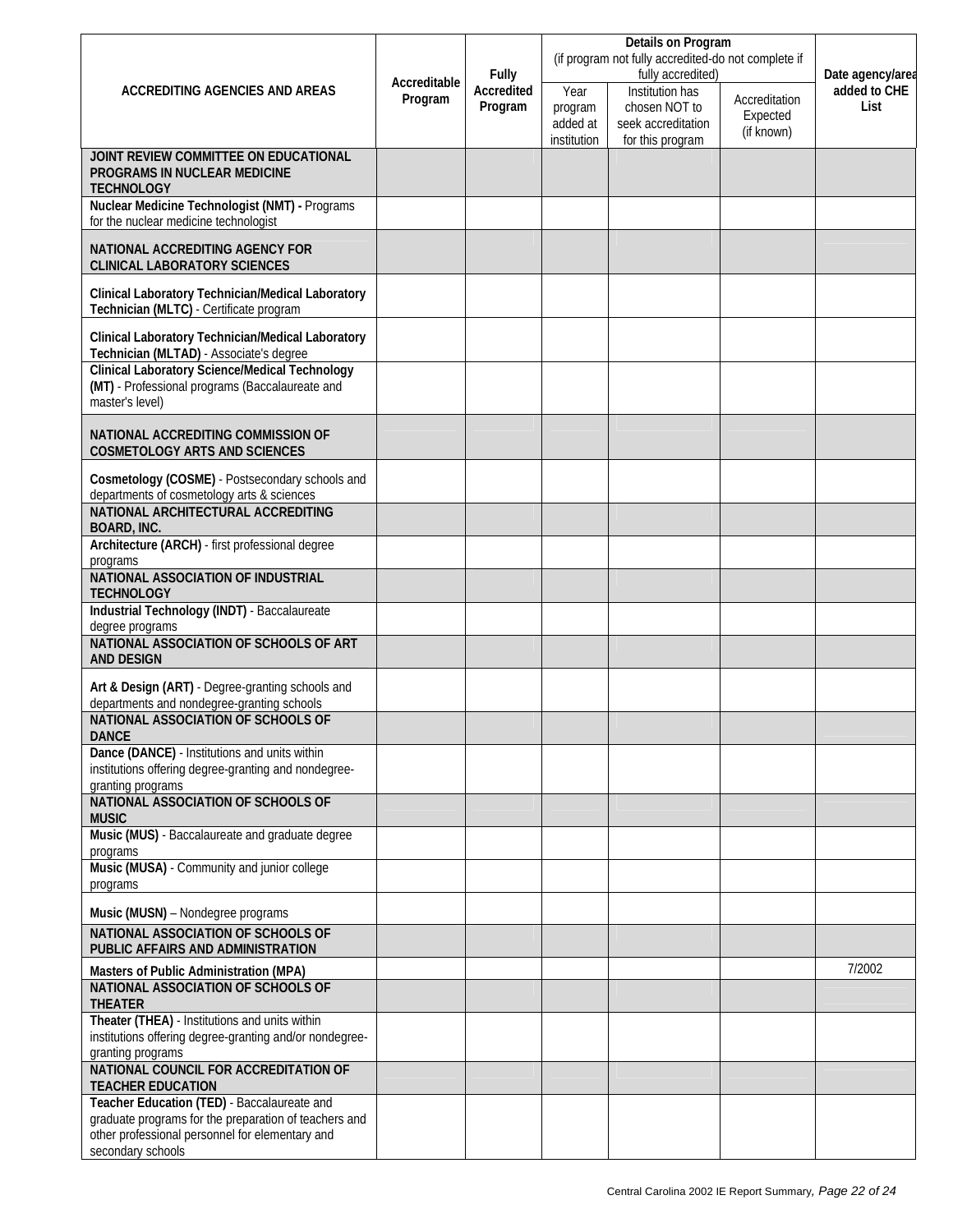| ACCREDITING AGENCIES AND AREAS | Accreditable Program | Fully Accredited Program | Details on Program (if program not fully accredited-do not complete if fully accredited) | | | Date agency/area added to CHE List |
|---|---|---|---|---|---|---|
| | | | Year program added at institution | Institution has chosen NOT to seek accreditation for this program | Accreditation Expected (if known) | |
| **JOINT REVIEW COMMITTEE ON EDUCATIONAL PROGRAMS IN NUCLEAR MEDICINE TECHNOLOGY** | | | | | | |
| **Nuclear Medicine Technologist (NMT) -** Programs for the nuclear medicine technologist | | | | | | |
| **NATIONAL ACCREDITING AGENCY FOR CLINICAL LABORATORY SCIENCES** | | | | | | |
| **Clinical Laboratory Technician/Medical Laboratory Technician (MLTC)** - Certificate program | | | | | | |
| **Clinical Laboratory Technician/Medical Laboratory Technician (MLTAD)** - Associate's degree | | | | | | |
| **Clinical Laboratory Science/Medical Technology (MT)** - Professional programs (Baccalaureate and master's level) | | | | | | |
| **NATIONAL ACCREDITING COMMISSION OF COSMETOLOGY ARTS AND SCIENCES** | | | | | | |
| **Cosmetology (COSME)** - Postsecondary schools and departments of cosmetology arts & sciences | | | | | | |
| **NATIONAL ARCHITECTURAL ACCREDITING BOARD, INC.** | | | | | | |
| **Architecture (ARCH)** - first professional degree programs | | | | | | |
| **NATIONAL ASSOCIATION OF INDUSTRIAL TECHNOLOGY** | | | | | | |
| **Industrial Technology (INDT)** - Baccalaureate degree programs | | | | | | |
| **NATIONAL ASSOCIATION OF SCHOOLS OF ART AND DESIGN** | | | | | | |
| **Art & Design (ART)** - Degree-granting schools and departments and nondegree-granting schools | | | | | | |
| **NATIONAL ASSOCIATION OF SCHOOLS OF DANCE** | | | | | | |
| **Dance (DANCE)** - Institutions and units within institutions offering degree-granting and nondegree-granting programs | | | | | | |
| **NATIONAL ASSOCIATION OF SCHOOLS OF MUSIC** | | | | | | |
| **Music (MUS)** - Baccalaureate and graduate degree programs | | | | | | |
| **Music (MUSA)** - Community and junior college programs | | | | | | |
| **Music (MUSN)** – Nondegree programs | | | | | | |
| **NATIONAL ASSOCIATION OF SCHOOLS OF PUBLIC AFFAIRS AND ADMINISTRATION** | | | | | | |
| **Masters of Public Administration (MPA)** | | | | | | 7/2002 |
| **NATIONAL ASSOCIATION OF SCHOOLS OF THEATER** | | | | | | |
| **Theater (THEA)** - Institutions and units within institutions offering degree-granting and/or nondegree-granting programs | | | | | | |
| **NATIONAL COUNCIL FOR ACCREDITATION OF TEACHER EDUCATION** | | | | | | |
| **Teacher Education (TED)** - Baccalaureate and graduate programs for the preparation of teachers and other professional personnel for elementary and secondary schools | | | | | | |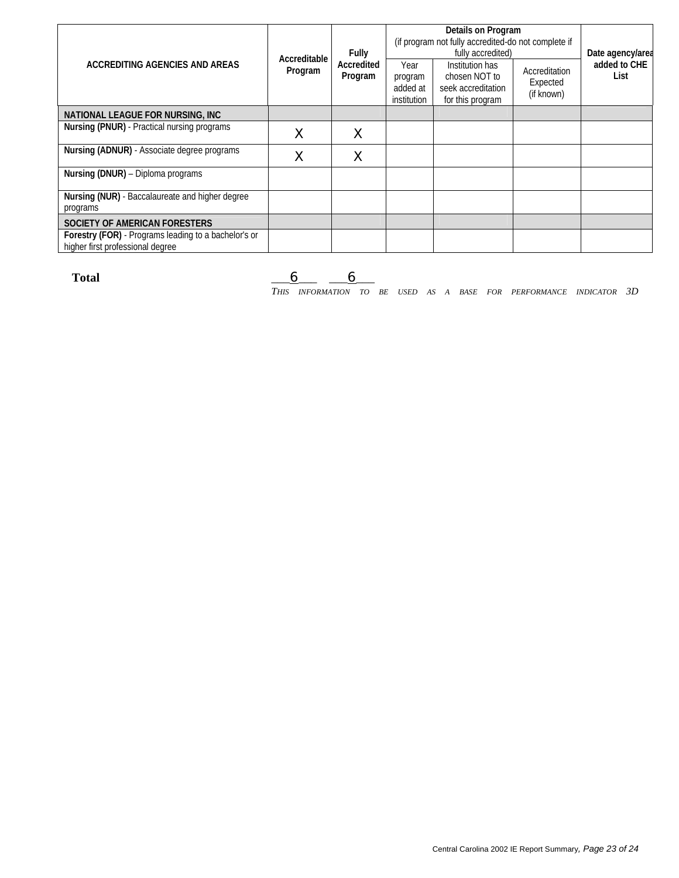| ACCREDITING AGENCIES AND AREAS | Accreditable Program | Fully Accredited Program | Details on Program (if program not fully accredited-do not complete if fully accredited) | | | Date agency/area added to CHE List |
|---|---|---|---|---|---|---|
| | | | Year program added at institution | Institution has chosen NOT to seek accreditation for this program | Accreditation Expected (if known) | |
| **NATIONAL LEAGUE FOR NURSING, INC** | | | | | | |
| **Nursing (PNUR)** - Practical nursing programs | X | X | | | | |
| **Nursing (ADNUR)** - Associate degree programs | X | X | | | | |
| **Nursing (DNUR)** – Diploma programs | | | | | | |
| **Nursing (NUR)** - Baccalaureate and higher degree programs | | | | | | |
| **SOCIETY OF AMERICAN FORESTERS** | | | | | | |
| **Forestry (FOR)** - Programs leading to a bachelor's or higher first professional degree | | | | | | |

**Total** ___6___ ___6___

*THIS INFORMATION TO BE USED AS A BASE FOR PERFORMANCE INDICATOR 3D*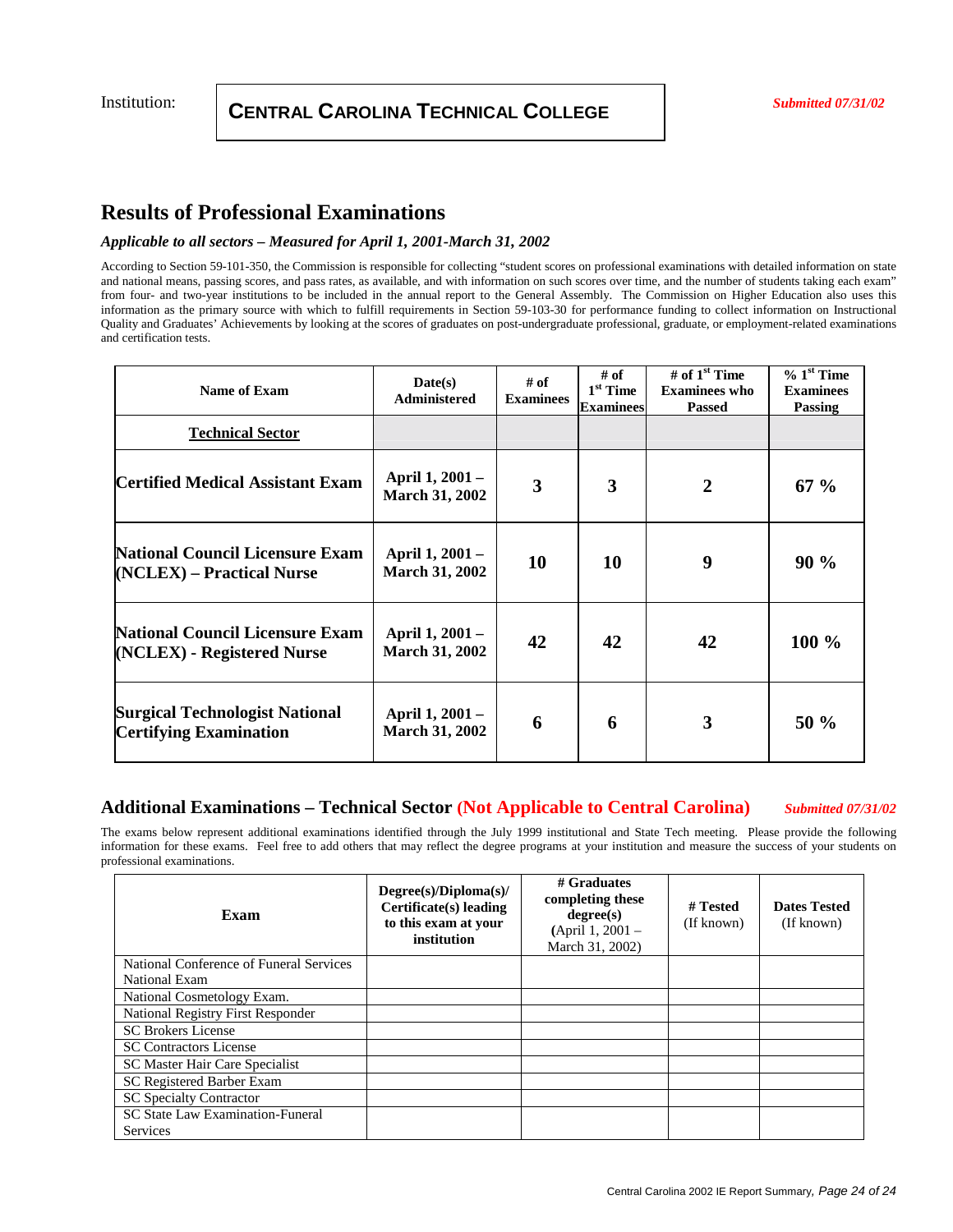Institution: **CENTRAL CAROLINA TECHNICAL COLLEGE** *Submitted 07/31/02*

# Results of Professional Examinations

***Applicable to all sectors – Measured for April 1, 2001-March 31, 2002***

According to Section 59-101-350, the Commission is responsible for collecting "student scores on professional examinations with detailed information on state and national means, passing scores, and pass rates, as available, and with information on such scores over time, and the number of students taking each exam" from four- and two-year institutions to be included in the annual report to the General Assembly. The Commission on Higher Education also uses this information as the primary source with which to fulfill requirements in Section 59-103-30 for performance funding to collect information on Instructional Quality and Graduates' Achievements by looking at the scores of graduates on post-undergraduate professional, graduate, or employment-related examinations and certification tests.

| Name of Exam | Date(s) Administered | # of Examinees | # of 1st Time Examinees | # of 1st Time Examinees who Passed | % 1st Time Examinees Passing |
|---|---|---|---|---|---|
| **Technical Sector** | | | | | |
| **Certified Medical Assistant Exam** | **April 1, 2001 – March 31, 2002** | **3** | **3** | **2** | **67 %** |
| **National Council Licensure Exam (NCLEX) – Practical Nurse** | **April 1, 2001 – March 31, 2002** | **10** | **10** | **9** | **90 %** |
| **National Council Licensure Exam (NCLEX) - Registered Nurse** | **April 1, 2001 – March 31, 2002** | **42** | **42** | **42** | **100 %** |
| **Surgical Technologist National Certifying Examination** | **April 1, 2001 – March 31, 2002** | **6** | **6** | **3** | **50 %** |

## Additional Examinations – Technical Sector (Not Applicable to Central Carolina)

*Submitted 07/31/02*

The exams below represent additional examinations identified through the July 1999 institutional and State Tech meeting. Please provide the following information for these exams. Feel free to add others that may reflect the degree programs at your institution and measure the success of your students on professional examinations.

| Exam | Degree(s)/Diploma(s)/ Certificate(s) leading to this exam at your institution | # Graduates completing these degree(s) (April 1, 2001 – March 31, 2002) | # Tested (If known) | Dates Tested (If known) |
|---|---|---|---|---|
| National Conference of Funeral Services National Exam | | | | |
| National Cosmetology Exam. | | | | |
| National Registry First Responder | | | | |
| SC Brokers License | | | | |
| SC Contractors License | | | | |
| SC Master Hair Care Specialist | | | | |
| SC Registered Barber Exam | | | | |
| SC Specialty Contractor | | | | |
| SC State Law Examination-Funeral Services | | | | |